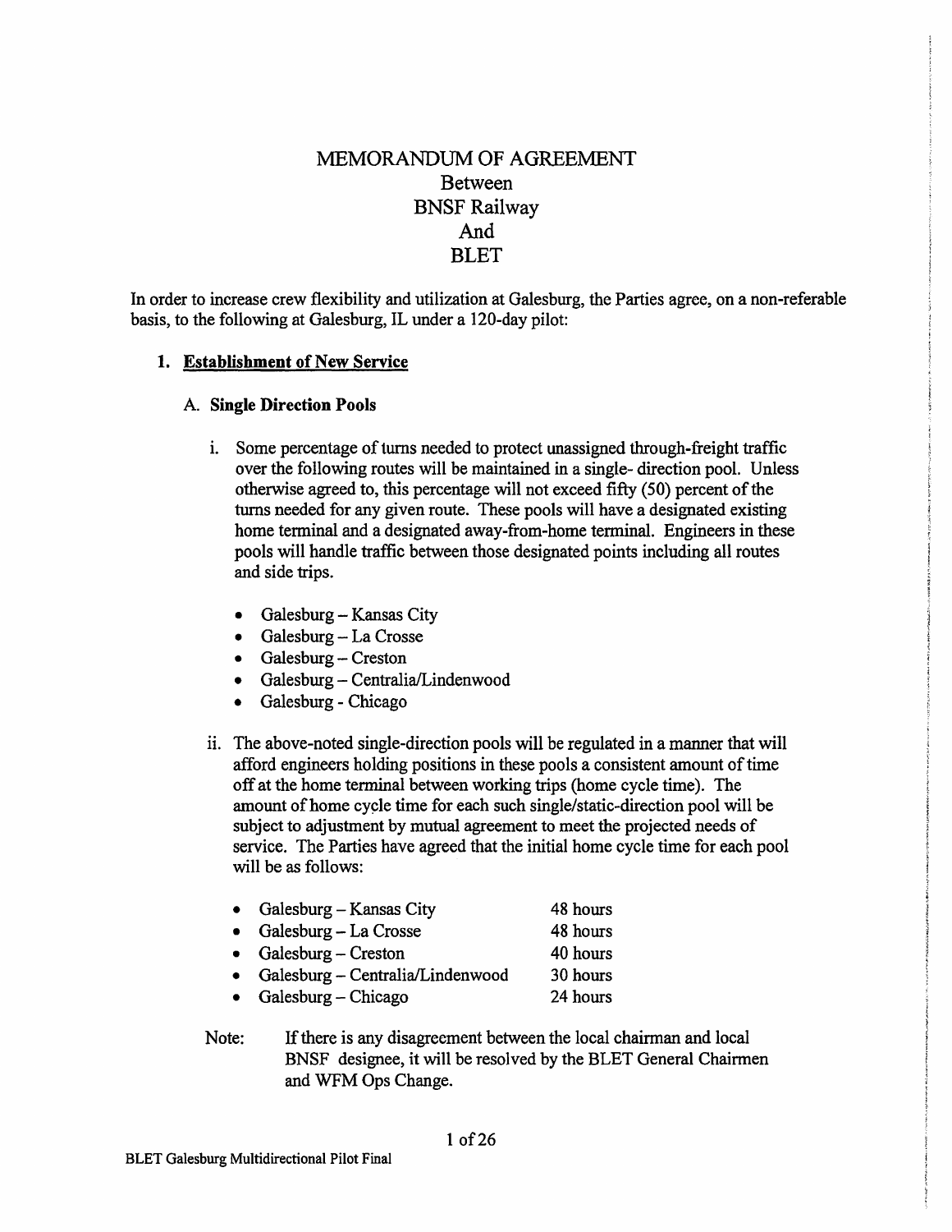# MEMORANDUM OF AGREEMENT
## Between
## BNSF Railway
## And
## BLET

In order to increase crew flexibility and utilization at Galesburg, the Parties agree, on a non-referable basis, to the following at Galesburg, IL under a 120-day pilot:

### 1. Establishment of New Service

#### A. Single Direction Pools

i. Some percentage of turns needed to protect unassigned through-freight traffic over the following routes will be maintained in a single- direction pool. Unless otherwise agreed to, this percentage will not exceed fifty (50) percent of the turns needed for any given route. These pools will have a designated existing home terminal and a designated away-from-home terminal. Engineers in these pools will handle traffic between those designated points including all routes and side trips.

- Galesburg – Kansas City
- Galesburg – La Crosse
- Galesburg – Creston
- Galesburg – Centralia/Lindenwood
- Galesburg - Chicago

ii. The above-noted single-direction pools will be regulated in a manner that will afford engineers holding positions in these pools a consistent amount of time off at the home terminal between working trips (home cycle time). The amount of home cycle time for each such single/static-direction pool will be subject to adjustment by mutual agreement to meet the projected needs of service. The Parties have agreed that the initial home cycle time for each pool will be as follows:

- Galesburg – Kansas City 48 hours
- Galesburg – La Crosse 48 hours
- Galesburg – Creston 40 hours
- Galesburg – Centralia/Lindenwood 30 hours
- Galesburg – Chicago 24 hours

Note: If there is any disagreement between the local chairman and local BNSF designee, it will be resolved by the BLET General Chairmen and WFM Ops Change.

BLET Galesburg Multidirectional Pilot Final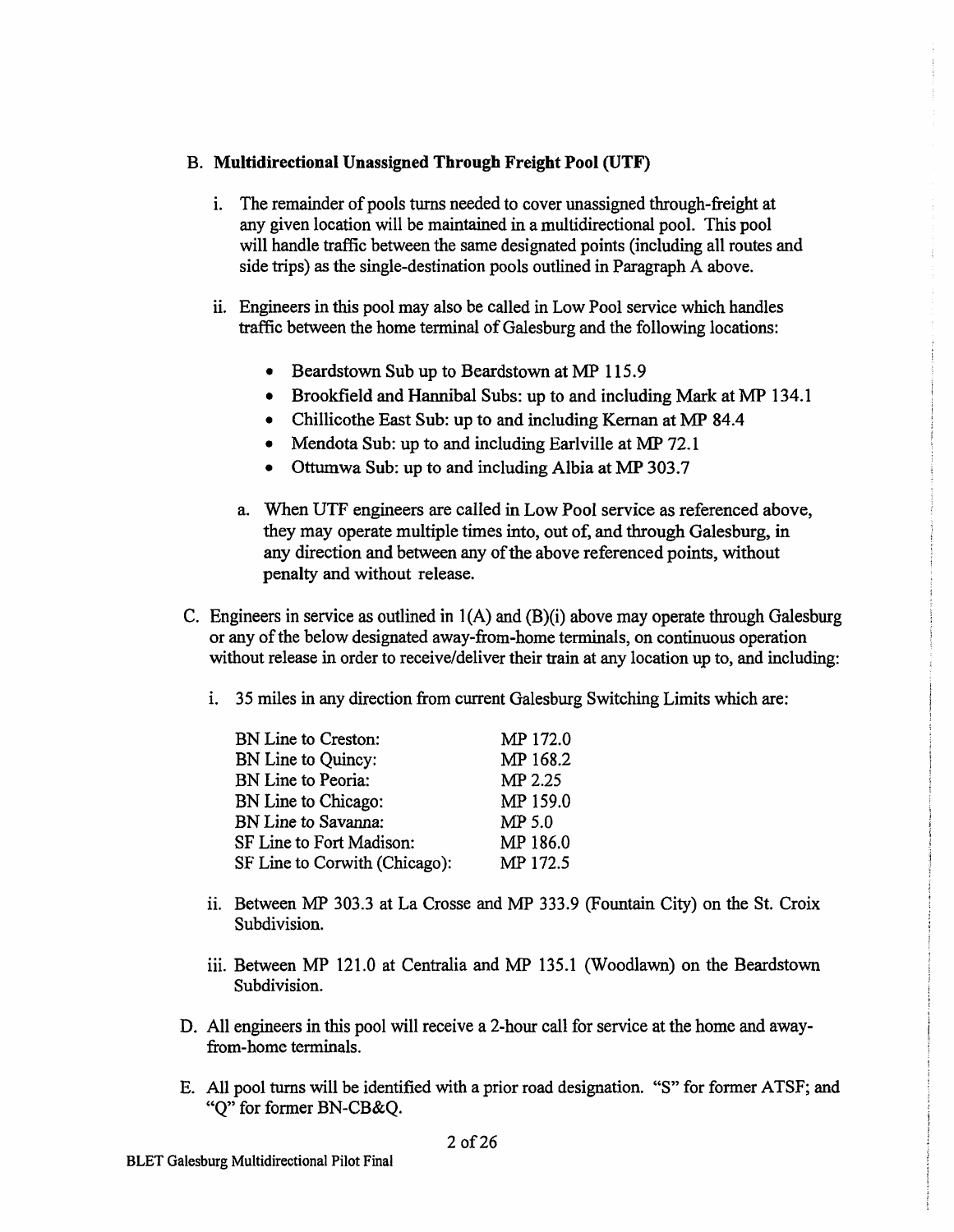B. **Multidirectional Unassigned Through Freight Pool (UTF)**

   i. The remainder of pools turns needed to cover unassigned through-freight at any given location will be maintained in a multidirectional pool. This pool will handle traffic between the same designated points (including all routes and side trips) as the single-destination pools outlined in Paragraph A above.

   ii. Engineers in this pool may also be called in Low Pool service which handles traffic between the home terminal of Galesburg and the following locations:

   - Beardstown Sub up to Beardstown at MP 115.9
   - Brookfield and Hannibal Subs: up to and including Mark at MP 134.1
   - Chillicothe East Sub: up to and including Kernan at MP 84.4
   - Mendota Sub: up to and including Earlville at MP 72.1
   - Ottumwa Sub: up to and including Albia at MP 303.7

   a. When UTF engineers are called in Low Pool service as referenced above, they may operate multiple times into, out of, and through Galesburg, in any direction and between any of the above referenced points, without penalty and without release.

C. Engineers in service as outlined in 1(A) and (B)(i) above may operate through Galesburg or any of the below designated away-from-home terminals, on continuous operation without release in order to receive/deliver their train at any location up to, and including:

   i. 35 miles in any direction from current Galesburg Switching Limits which are:

| | |
|---|---|
| BN Line to Creston: | MP 172.0 |
| BN Line to Quincy: | MP 168.2 |
| BN Line to Peoria: | MP 2.25 |
| BN Line to Chicago: | MP 159.0 |
| BN Line to Savanna: | MP 5.0 |
| SF Line to Fort Madison: | MP 186.0 |
| SF Line to Corwith (Chicago): | MP 172.5 |

   ii. Between MP 303.3 at La Crosse and MP 333.9 (Fountain City) on the St. Croix Subdivision.

   iii. Between MP 121.0 at Centralia and MP 135.1 (Woodlawn) on the Beardstown Subdivision.

D. All engineers in this pool will receive a 2-hour call for service at the home and away-from-home terminals.

E. All pool turns will be identified with a prior road designation. "S" for former ATSF; and "Q" for former BN-CB&Q.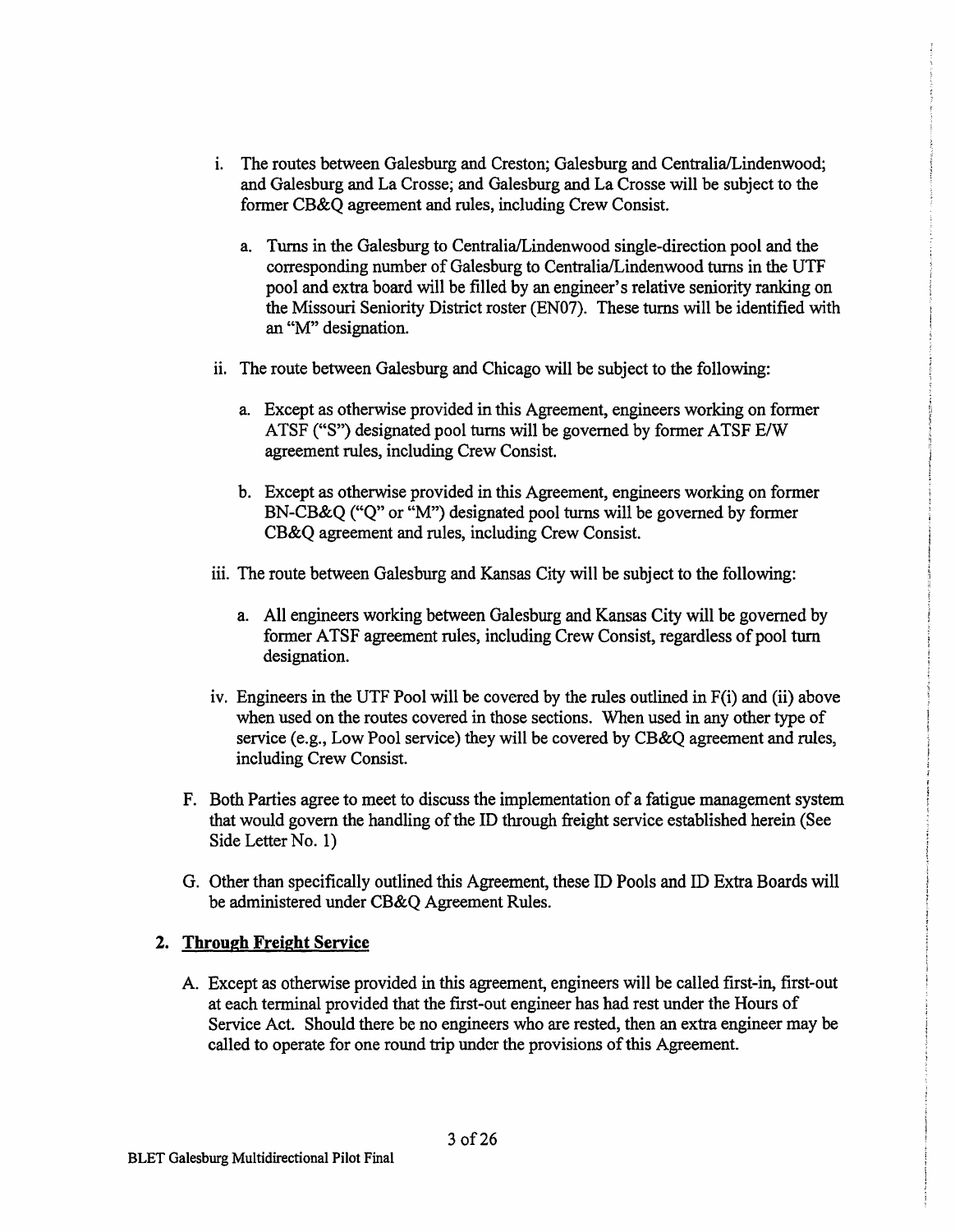i. The routes between Galesburg and Creston; Galesburg and Centralia/Lindenwood; and Galesburg and La Crosse; and Galesburg and La Crosse will be subject to the former CB&Q agreement and rules, including Crew Consist.

   a. Turns in the Galesburg to Centralia/Lindenwood single-direction pool and the corresponding number of Galesburg to Centralia/Lindenwood turns in the UTF pool and extra board will be filled by an engineer's relative seniority ranking on the Missouri Seniority District roster (EN07). These turns will be identified with an "M" designation.

ii. The route between Galesburg and Chicago will be subject to the following:

   a. Except as otherwise provided in this Agreement, engineers working on former ATSF ("S") designated pool turns will be governed by former ATSF E/W agreement rules, including Crew Consist.

   b. Except as otherwise provided in this Agreement, engineers working on former BN-CB&Q ("Q" or "M") designated pool turns will be governed by former CB&Q agreement and rules, including Crew Consist.

iii. The route between Galesburg and Kansas City will be subject to the following:

   a. All engineers working between Galesburg and Kansas City will be governed by former ATSF agreement rules, including Crew Consist, regardless of pool turn designation.

iv. Engineers in the UTF Pool will be covered by the rules outlined in F(i) and (ii) above when used on the routes covered in those sections. When used in any other type of service (e.g., Low Pool service) they will be covered by CB&Q agreement and rules, including Crew Consist.

F. Both Parties agree to meet to discuss the implementation of a fatigue management system that would govern the handling of the ID through freight service established herein (See Side Letter No. 1)

G. Other than specifically outlined this Agreement, these ID Pools and ID Extra Boards will be administered under CB&Q Agreement Rules.

## 2. Through Freight Service

A. Except as otherwise provided in this agreement, engineers will be called first-in, first-out at each terminal provided that the first-out engineer has had rest under the Hours of Service Act. Should there be no engineers who are rested, then an extra engineer may be called to operate for one round trip under the provisions of this Agreement.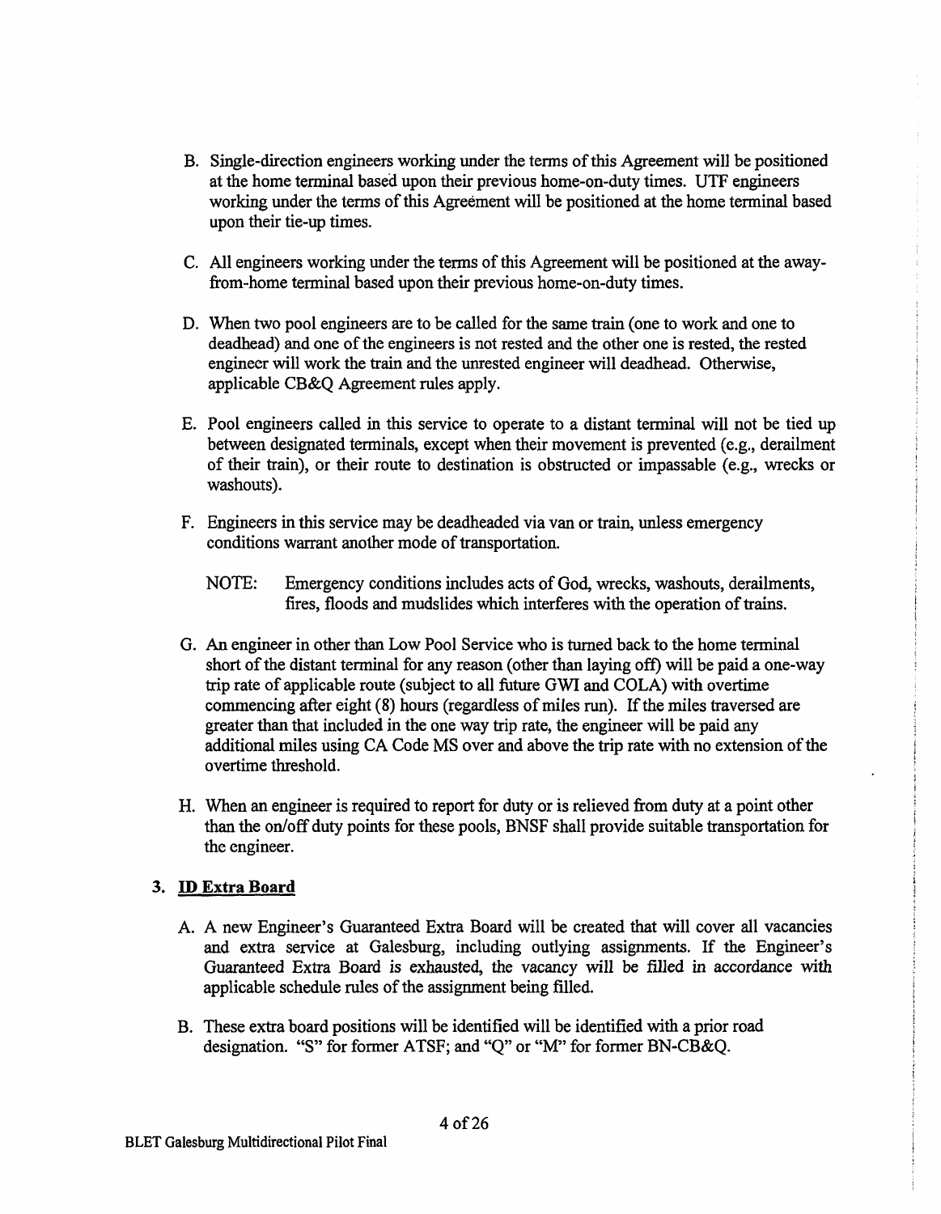B. Single-direction engineers working under the terms of this Agreement will be positioned at the home terminal based upon their previous home-on-duty times. UTF engineers working under the terms of this Agreement will be positioned at the home terminal based upon their tie-up times.

C. All engineers working under the terms of this Agreement will be positioned at the away-from-home terminal based upon their previous home-on-duty times.

D. When two pool engineers are to be called for the same train (one to work and one to deadhead) and one of the engineers is not rested and the other one is rested, the rested engineer will work the train and the unrested engineer will deadhead. Otherwise, applicable CB&Q Agreement rules apply.

E. Pool engineers called in this service to operate to a distant terminal will not be tied up between designated terminals, except when their movement is prevented (e.g., derailment of their train), or their route to destination is obstructed or impassable (e.g., wrecks or washouts).

F. Engineers in this service may be deadheaded via van or train, unless emergency conditions warrant another mode of transportation.

NOTE: Emergency conditions includes acts of God, wrecks, washouts, derailments, fires, floods and mudslides which interferes with the operation of trains.

G. An engineer in other than Low Pool Service who is turned back to the home terminal short of the distant terminal for any reason (other than laying off) will be paid a one-way trip rate of applicable route (subject to all future GWI and COLA) with overtime commencing after eight (8) hours (regardless of miles run). If the miles traversed are greater than that included in the one way trip rate, the engineer will be paid any additional miles using CA Code MS over and above the trip rate with no extension of the overtime threshold.

H. When an engineer is required to report for duty or is relieved from duty at a point other than the on/off duty points for these pools, BNSF shall provide suitable transportation for the engineer.

### 3. ID Extra Board

A. A new Engineer's Guaranteed Extra Board will be created that will cover all vacancies and extra service at Galesburg, including outlying assignments. If the Engineer's Guaranteed Extra Board is exhausted, the vacancy will be filled in accordance with applicable schedule rules of the assignment being filled.

B. These extra board positions will be identified will be identified with a prior road designation. "S" for former ATSF; and "Q" or "M" for former BN-CB&Q.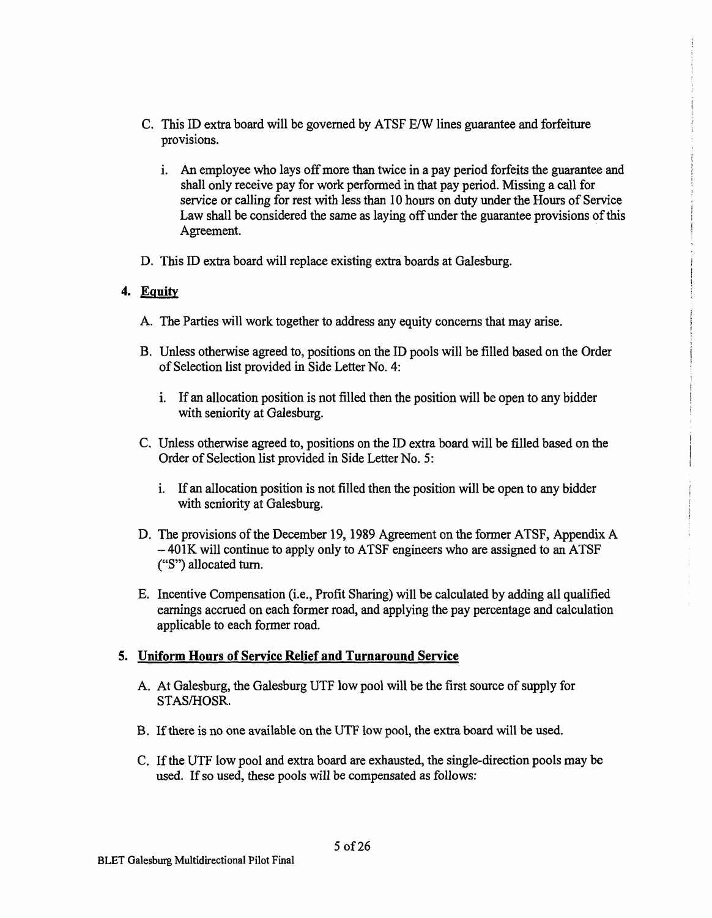C. This ID extra board will be governed by ATSF E/W lines guarantee and forfeiture provisions.

   i. An employee who lays off more than twice in a pay period forfeits the guarantee and shall only receive pay for work performed in that pay period. Missing a call for service or calling for rest with less than 10 hours on duty under the Hours of Service Law shall be considered the same as laying off under the guarantee provisions of this Agreement.

D. This ID extra board will replace existing extra boards at Galesburg.

## 4. Equity

A. The Parties will work together to address any equity concerns that may arise.

B. Unless otherwise agreed to, positions on the ID pools will be filled based on the Order of Selection list provided in Side Letter No. 4:

   i. If an allocation position is not filled then the position will be open to any bidder with seniority at Galesburg.

C. Unless otherwise agreed to, positions on the ID extra board will be filled based on the Order of Selection list provided in Side Letter No. 5:

   i. If an allocation position is not filled then the position will be open to any bidder with seniority at Galesburg.

D. The provisions of the December 19, 1989 Agreement on the former ATSF, Appendix A – 401K will continue to apply only to ATSF engineers who are assigned to an ATSF ("S") allocated turn.

E. Incentive Compensation (i.e., Profit Sharing) will be calculated by adding all qualified earnings accrued on each former road, and applying the pay percentage and calculation applicable to each former road.

## 5. Uniform Hours of Service Relief and Turnaround Service

A. At Galesburg, the Galesburg UTF low pool will be the first source of supply for STAS/HOSR.

B. If there is no one available on the UTF low pool, the extra board will be used.

C. If the UTF low pool and extra board are exhausted, the single-direction pools may be used. If so used, these pools will be compensated as follows: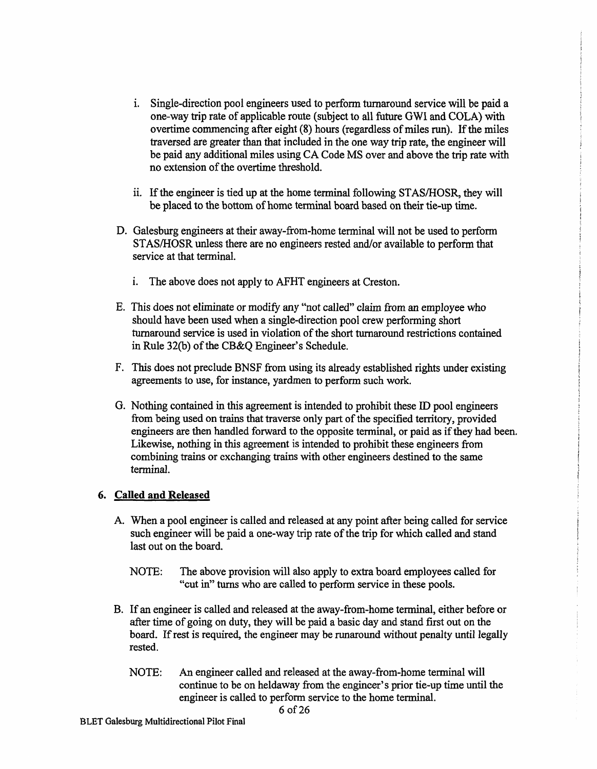i. Single-direction pool engineers used to perform turnaround service will be paid a one-way trip rate of applicable route (subject to all future GWI and COLA) with overtime commencing after eight (8) hours (regardless of miles run). If the miles traversed are greater than that included in the one way trip rate, the engineer will be paid any additional miles using CA Code MS over and above the trip rate with no extension of the overtime threshold.

   ii. If the engineer is tied up at the home terminal following STAS/HOSR, they will be placed to the bottom of home terminal board based on their tie-up time.

D. Galesburg engineers at their away-from-home terminal will not be used to perform STAS/HOSR unless there are no engineers rested and/or available to perform that service at that terminal.

   i. The above does not apply to AFHT engineers at Creston.

E. This does not eliminate or modify any "not called" claim from an employee who should have been used when a single-direction pool crew performing short turnaround service is used in violation of the short turnaround restrictions contained in Rule 32(b) of the CB&Q Engineer's Schedule.

F. This does not preclude BNSF from using its already established rights under existing agreements to use, for instance, yardmen to perform such work.

G. Nothing contained in this agreement is intended to prohibit these ID pool engineers from being used on trains that traverse only part of the specified territory, provided engineers are then handled forward to the opposite terminal, or paid as if they had been. Likewise, nothing in this agreement is intended to prohibit these engineers from combining trains or exchanging trains with other engineers destined to the same terminal.

## 6. Called and Released

A. When a pool engineer is called and released at any point after being called for service such engineer will be paid a one-way trip rate of the trip for which called and stand last out on the board.

   NOTE: The above provision will also apply to extra board employees called for "cut in" turns who are called to perform service in these pools.

B. If an engineer is called and released at the away-from-home terminal, either before or after time of going on duty, they will be paid a basic day and stand first out on the board. If rest is required, the engineer may be runaround without penalty until legally rested.

   NOTE: An engineer called and released at the away-from-home terminal will continue to be on heldaway from the engineer's prior tie-up time until the engineer is called to perform service to the home terminal.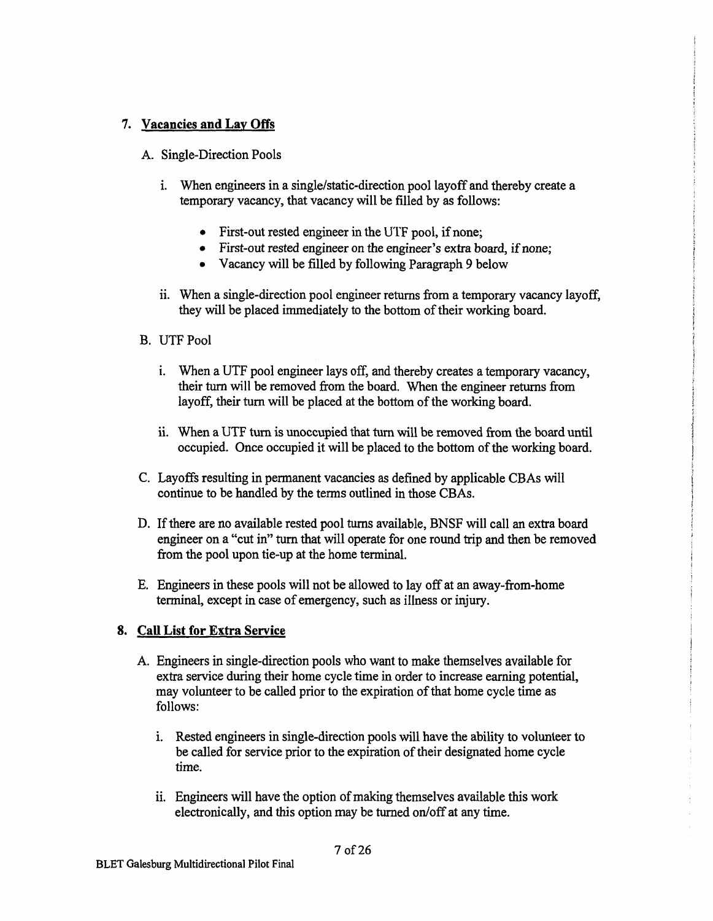## 7. Vacancies and Lay Offs

A. Single-Direction Pools

i. When engineers in a single/static-direction pool layoff and thereby create a temporary vacancy, that vacancy will be filled by as follows:

- First-out rested engineer in the UTF pool, if none;
- First-out rested engineer on the engineer's extra board, if none;
- Vacancy will be filled by following Paragraph 9 below

ii. When a single-direction pool engineer returns from a temporary vacancy layoff, they will be placed immediately to the bottom of their working board.

B. UTF Pool

i. When a UTF pool engineer lays off, and thereby creates a temporary vacancy, their turn will be removed from the board. When the engineer returns from layoff, their turn will be placed at the bottom of the working board.

ii. When a UTF turn is unoccupied that turn will be removed from the board until occupied. Once occupied it will be placed to the bottom of the working board.

C. Layoffs resulting in permanent vacancies as defined by applicable CBAs will continue to be handled by the terms outlined in those CBAs.

D. If there are no available rested pool turns available, BNSF will call an extra board engineer on a "cut in" turn that will operate for one round trip and then be removed from the pool upon tie-up at the home terminal.

E. Engineers in these pools will not be allowed to lay off at an away-from-home terminal, except in case of emergency, such as illness or injury.

## 8. Call List for Extra Service

A. Engineers in single-direction pools who want to make themselves available for extra service during their home cycle time in order to increase earning potential, may volunteer to be called prior to the expiration of that home cycle time as follows:

i. Rested engineers in single-direction pools will have the ability to volunteer to be called for service prior to the expiration of their designated home cycle time.

ii. Engineers will have the option of making themselves available this work electronically, and this option may be turned on/off at any time.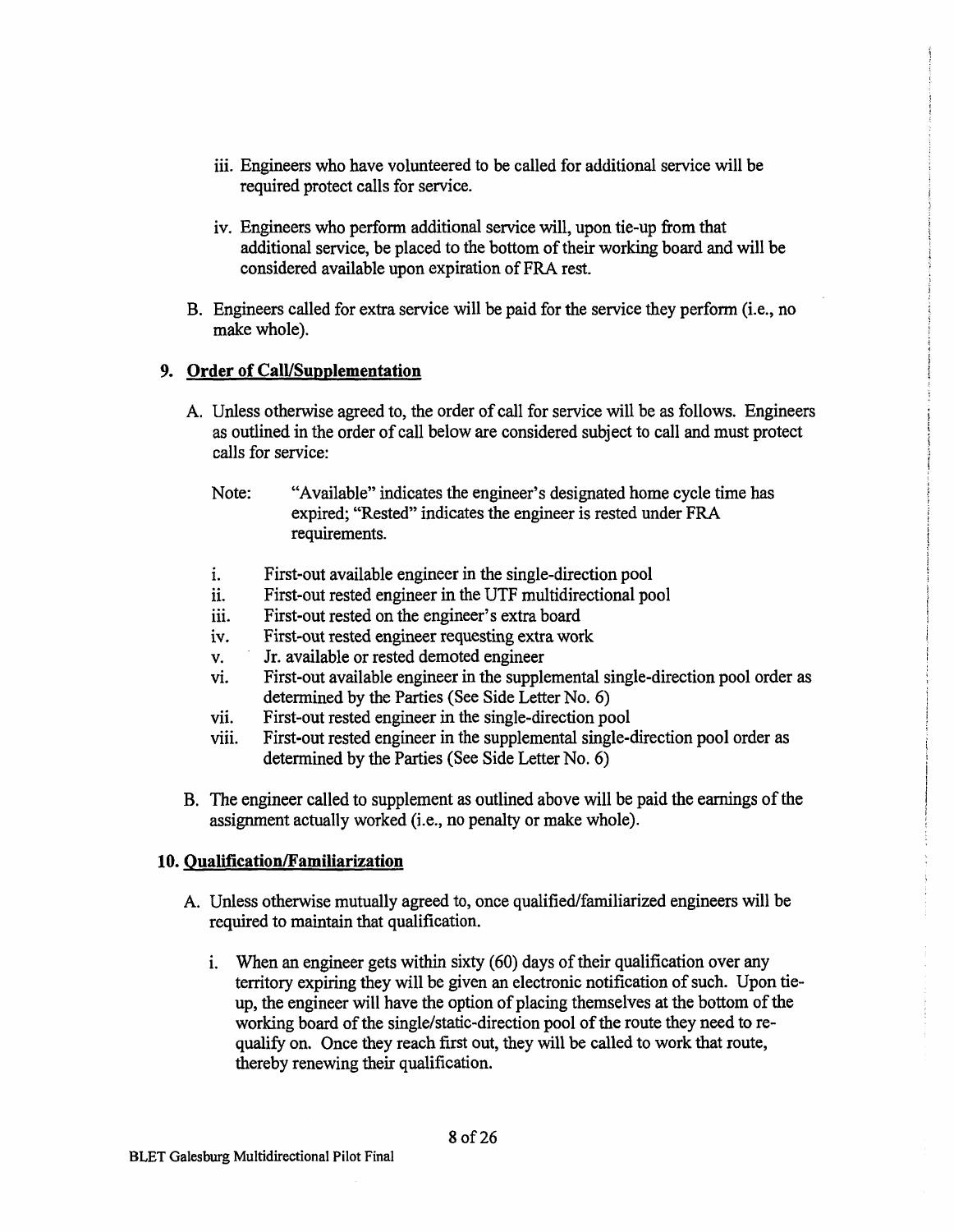iii. Engineers who have volunteered to be called for additional service will be required protect calls for service.

iv. Engineers who perform additional service will, upon tie-up from that additional service, be placed to the bottom of their working board and will be considered available upon expiration of FRA rest.

B. Engineers called for extra service will be paid for the service they perform (i.e., no make whole).

## 9. Order of Call/Supplementation

A. Unless otherwise agreed to, the order of call for service will be as follows. Engineers as outlined in the order of call below are considered subject to call and must protect calls for service:

Note: "Available" indicates the engineer's designated home cycle time has expired; "Rested" indicates the engineer is rested under FRA requirements.

i. First-out available engineer in the single-direction pool
ii. First-out rested engineer in the UTF multidirectional pool
iii. First-out rested on the engineer's extra board
iv. First-out rested engineer requesting extra work
v. Jr. available or rested demoted engineer
vi. First-out available engineer in the supplemental single-direction pool order as determined by the Parties (See Side Letter No. 6)
vii. First-out rested engineer in the single-direction pool
viii. First-out rested engineer in the supplemental single-direction pool order as determined by the Parties (See Side Letter No. 6)

B. The engineer called to supplement as outlined above will be paid the earnings of the assignment actually worked (i.e., no penalty or make whole).

## 10. Qualification/Familiarization

A. Unless otherwise mutually agreed to, once qualified/familiarized engineers will be required to maintain that qualification.

i. When an engineer gets within sixty (60) days of their qualification over any territory expiring they will be given an electronic notification of such. Upon tie-up, the engineer will have the option of placing themselves at the bottom of the working board of the single/static-direction pool of the route they need to re-qualify on. Once they reach first out, they will be called to work that route, thereby renewing their qualification.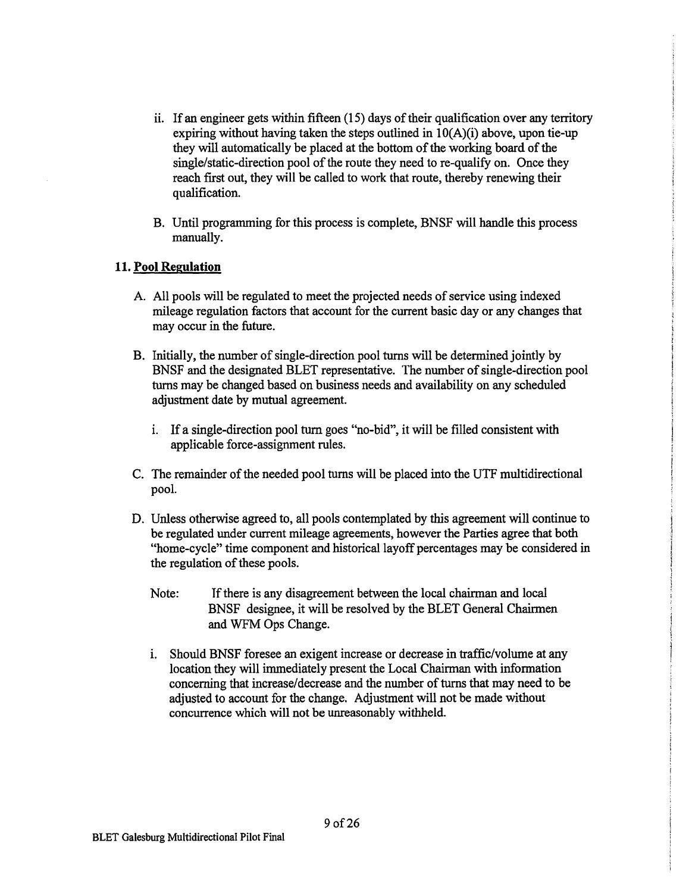ii. If an engineer gets within fifteen (15) days of their qualification over any territory expiring without having taken the steps outlined in 10(A)(i) above, upon tie-up they will automatically be placed at the bottom of the working board of the single/static-direction pool of the route they need to re-qualify on. Once they reach first out, they will be called to work that route, thereby renewing their qualification.

B. Until programming for this process is complete, BNSF will handle this process manually.

## 11. Pool Regulation

A. All pools will be regulated to meet the projected needs of service using indexed mileage regulation factors that account for the current basic day or any changes that may occur in the future.

B. Initially, the number of single-direction pool turns will be determined jointly by BNSF and the designated BLET representative. The number of single-direction pool turns may be changed based on business needs and availability on any scheduled adjustment date by mutual agreement.

   i. If a single-direction pool turn goes "no-bid", it will be filled consistent with applicable force-assignment rules.

C. The remainder of the needed pool turns will be placed into the UTF multidirectional pool.

D. Unless otherwise agreed to, all pools contemplated by this agreement will continue to be regulated under current mileage agreements, however the Parties agree that both "home-cycle" time component and historical layoff percentages may be considered in the regulation of these pools.

   Note: If there is any disagreement between the local chairman and local BNSF designee, it will be resolved by the BLET General Chairmen and WFM Ops Change.

   i. Should BNSF foresee an exigent increase or decrease in traffic/volume at any location they will immediately present the Local Chairman with information concerning that increase/decrease and the number of turns that may need to be adjusted to account for the change. Adjustment will not be made without concurrence which will not be unreasonably withheld.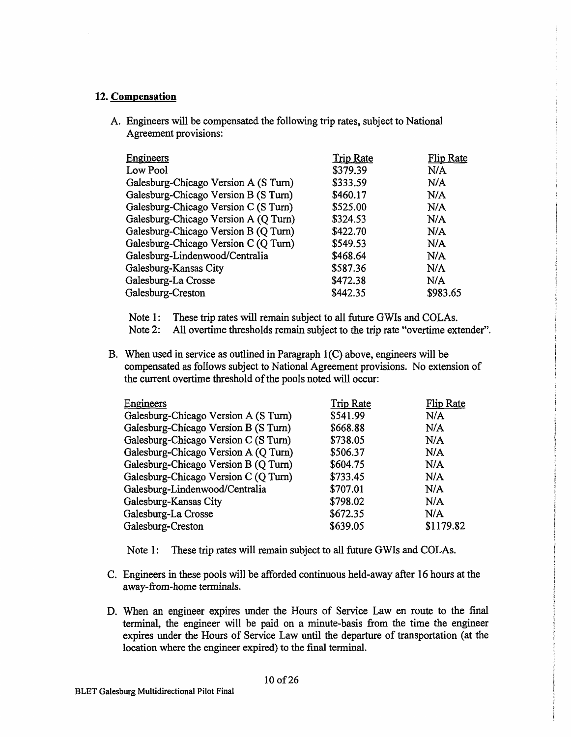## 12. Compensation

A. Engineers will be compensated the following trip rates, subject to National Agreement provisions:

| Engineers | Trip Rate | Flip Rate |
|---|---|---|
| Low Pool | $379.39 | N/A |
| Galesburg-Chicago Version A (S Turn) | $333.59 | N/A |
| Galesburg-Chicago Version B (S Turn) | $460.17 | N/A |
| Galesburg-Chicago Version C (S Turn) | $525.00 | N/A |
| Galesburg-Chicago Version A (Q Turn) | $324.53 | N/A |
| Galesburg-Chicago Version B (Q Turn) | $422.70 | N/A |
| Galesburg-Chicago Version C (Q Turn) | $549.53 | N/A |
| Galesburg-Lindenwood/Centralia | $468.64 | N/A |
| Galesburg-Kansas City | $587.36 | N/A |
| Galesburg-La Crosse | $472.38 | N/A |
| Galesburg-Creston | $442.35 | $983.65 |

Note 1: These trip rates will remain subject to all future GWIs and COLAs.
Note 2: All overtime thresholds remain subject to the trip rate "overtime extender".

B. When used in service as outlined in Paragraph 1(C) above, engineers will be compensated as follows subject to National Agreement provisions. No extension of the current overtime threshold of the pools noted will occur:

| Engineers | Trip Rate | Flip Rate |
|---|---|---|
| Galesburg-Chicago Version A (S Turn) | $541.99 | N/A |
| Galesburg-Chicago Version B (S Turn) | $668.88 | N/A |
| Galesburg-Chicago Version C (S Turn) | $738.05 | N/A |
| Galesburg-Chicago Version A (Q Turn) | $506.37 | N/A |
| Galesburg-Chicago Version B (Q Turn) | $604.75 | N/A |
| Galesburg-Chicago Version C (Q Turn) | $733.45 | N/A |
| Galesburg-Lindenwood/Centralia | $707.01 | N/A |
| Galesburg-Kansas City | $798.02 | N/A |
| Galesburg-La Crosse | $672.35 | N/A |
| Galesburg-Creston | $639.05 | $1179.82 |

Note 1: These trip rates will remain subject to all future GWIs and COLAs.

C. Engineers in these pools will be afforded continuous held-away after 16 hours at the away-from-home terminals.

D. When an engineer expires under the Hours of Service Law en route to the final terminal, the engineer will be paid on a minute-basis from the time the engineer expires under the Hours of Service Law until the departure of transportation (at the location where the engineer expired) to the final terminal.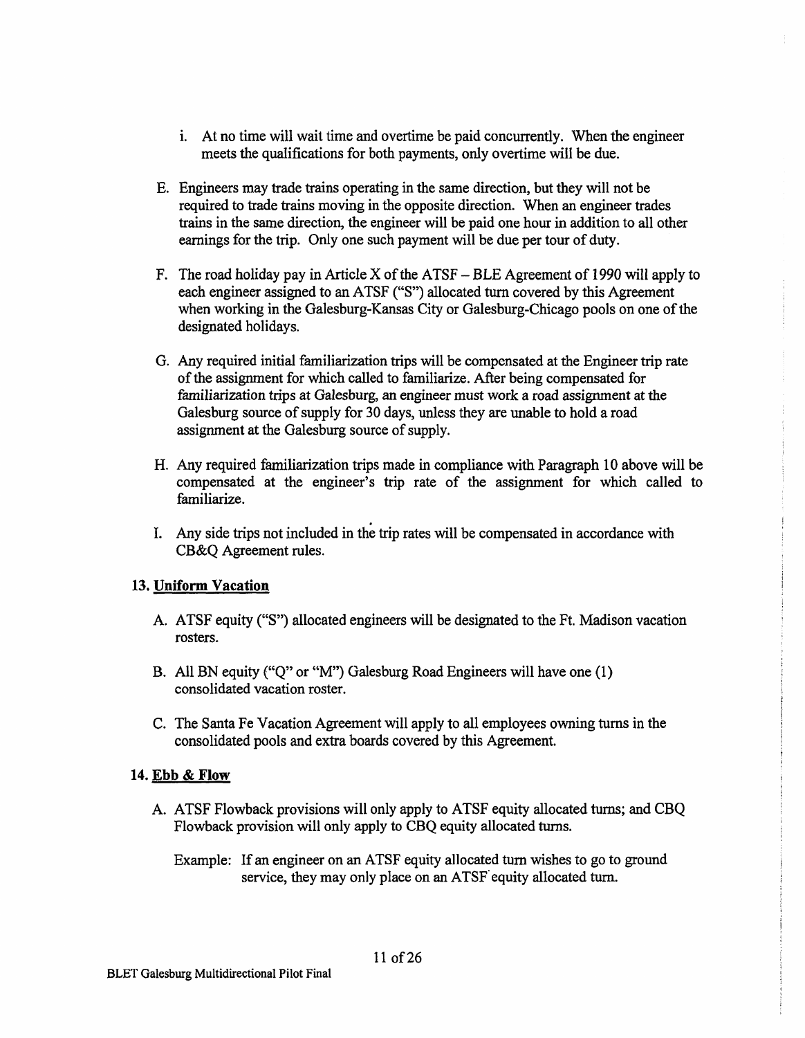i. At no time will wait time and overtime be paid concurrently. When the engineer meets the qualifications for both payments, only overtime will be due.

E. Engineers may trade trains operating in the same direction, but they will not be required to trade trains moving in the opposite direction. When an engineer trades trains in the same direction, the engineer will be paid one hour in addition to all other earnings for the trip. Only one such payment will be due per tour of duty.

F. The road holiday pay in Article X of the ATSF – BLE Agreement of 1990 will apply to each engineer assigned to an ATSF ("S") allocated turn covered by this Agreement when working in the Galesburg-Kansas City or Galesburg-Chicago pools on one of the designated holidays.

G. Any required initial familiarization trips will be compensated at the Engineer trip rate of the assignment for which called to familiarize. After being compensated for familiarization trips at Galesburg, an engineer must work a road assignment at the Galesburg source of supply for 30 days, unless they are unable to hold a road assignment at the Galesburg source of supply.

H. Any required familiarization trips made in compliance with Paragraph 10 above will be compensated at the engineer's trip rate of the assignment for which called to familiarize.

I. Any side trips not included in the trip rates will be compensated in accordance with CB&Q Agreement rules.

## 13. Uniform Vacation

A. ATSF equity ("S") allocated engineers will be designated to the Ft. Madison vacation rosters.

B. All BN equity ("Q" or "M") Galesburg Road Engineers will have one (1) consolidated vacation roster.

C. The Santa Fe Vacation Agreement will apply to all employees owning turns in the consolidated pools and extra boards covered by this Agreement.

## 14. Ebb & Flow

A. ATSF Flowback provisions will only apply to ATSF equity allocated turns; and CBQ Flowback provision will only apply to CBQ equity allocated turns.

Example: If an engineer on an ATSF equity allocated turn wishes to go to ground service, they may only place on an ATSF equity allocated turn.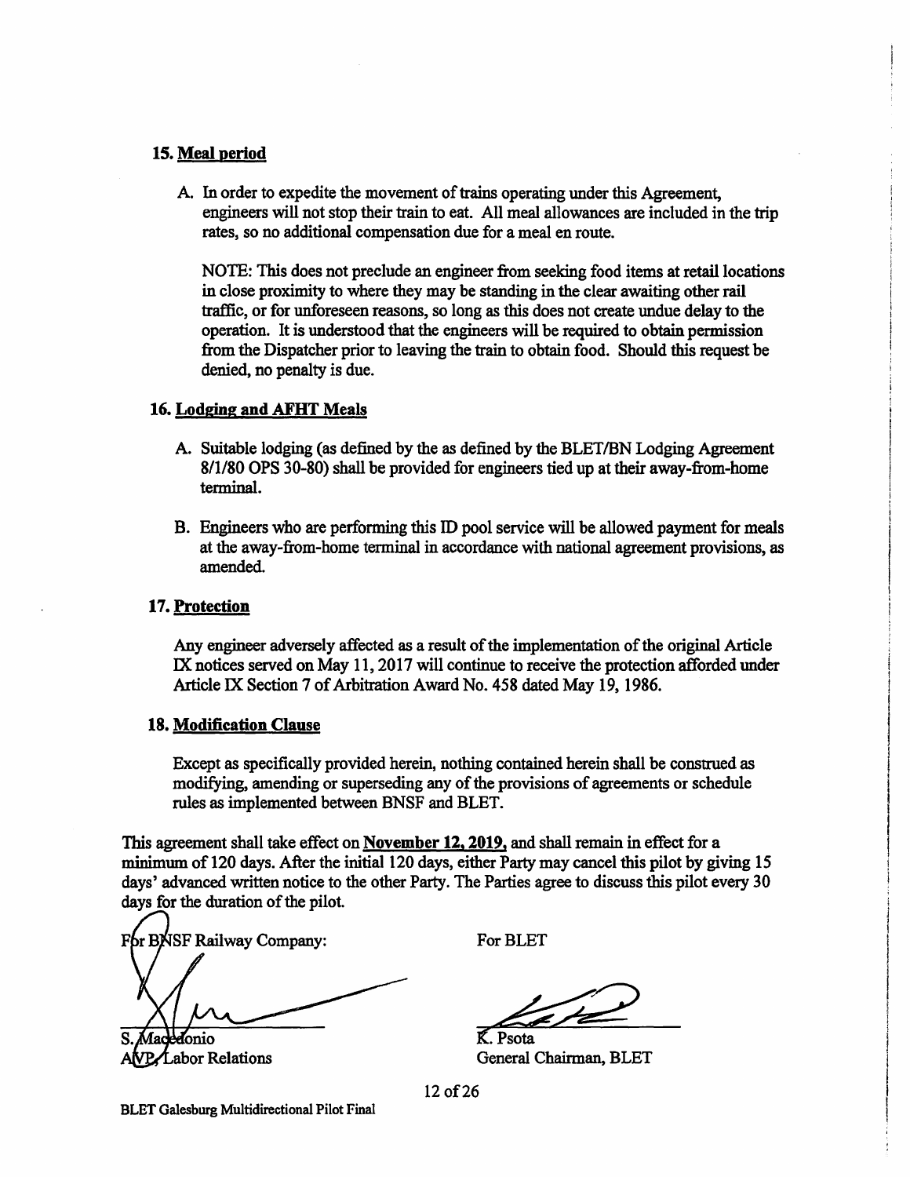### 15. Meal period

A. In order to expedite the movement of trains operating under this Agreement, engineers will not stop their train to eat. All meal allowances are included in the trip rates, so no additional compensation due for a meal en route.

   NOTE: This does not preclude an engineer from seeking food items at retail locations in close proximity to where they may be standing in the clear awaiting other rail traffic, or for unforeseen reasons, so long as this does not create undue delay to the operation. It is understood that the engineers will be required to obtain permission from the Dispatcher prior to leaving the train to obtain food. Should this request be denied, no penalty is due.

### 16. Lodging and AFHT Meals

A. Suitable lodging (as defined by the as defined by the BLET/BN Lodging Agreement 8/1/80 OPS 30-80) shall be provided for engineers tied up at their away-from-home terminal.

B. Engineers who are performing this ID pool service will be allowed payment for meals at the away-from-home terminal in accordance with national agreement provisions, as amended.

### 17. Protection

Any engineer adversely affected as a result of the implementation of the original Article IX notices served on May 11, 2017 will continue to receive the protection afforded under Article IX Section 7 of Arbitration Award No. 458 dated May 19, 1986.

### 18. Modification Clause

Except as specifically provided herein, nothing contained herein shall be construed as modifying, amending or superseding any of the provisions of agreements or schedule rules as implemented between BNSF and BLET.

This agreement shall take effect on **November 12, 2019**, and shall remain in effect for a minimum of 120 days. After the initial 120 days, either Party may cancel this pilot by giving 15 days' advanced written notice to the other Party. The Parties agree to discuss this pilot every 30 days for the duration of the pilot.

| For BNSF Railway Company: | For BLET |
| --- | --- |
| S. Macedonio | K. Psota |
| AVP, Labor Relations | General Chairman, BLET |

BLET Galesburg Multidirectional Pilot Final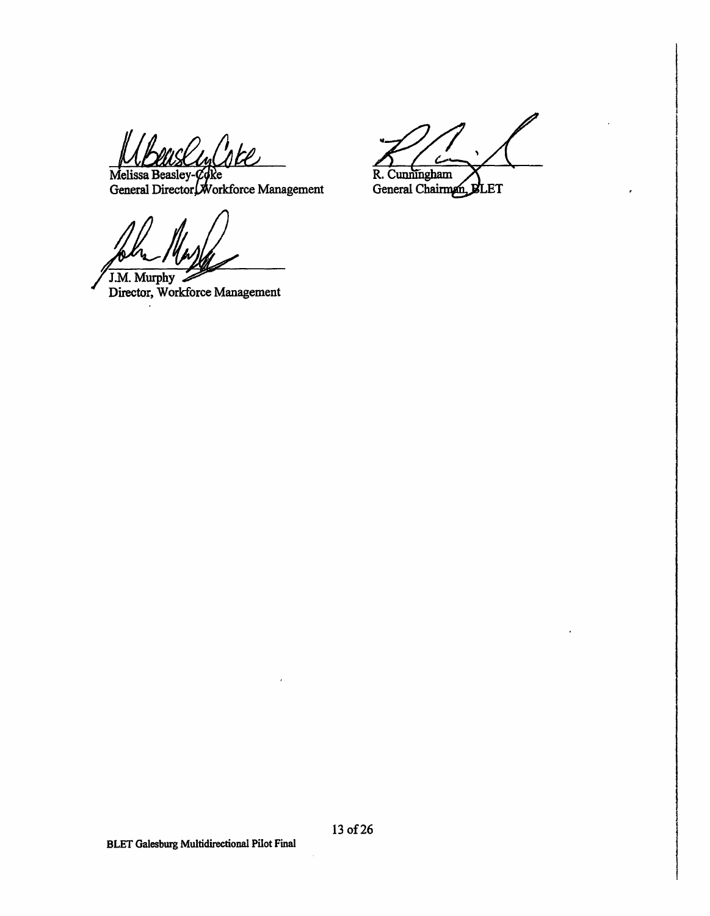Melissa Beasley-Coke
General Director, Workforce Management

R. Cunningham
General Chairman, BLET

J.M. Murphy
Director, Workforce Management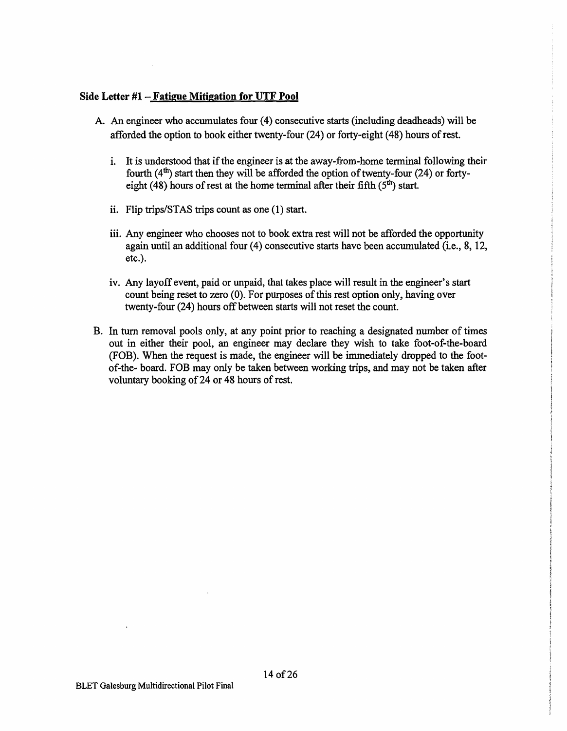### Side Letter #1 – **Fatigue Mitigation for UTF Pool**

A. An engineer who accumulates four (4) consecutive starts (including deadheads) will be afforded the option to book either twenty-four (24) or forty-eight (48) hours of rest.

   i. It is understood that if the engineer is at the away-from-home terminal following their fourth (4th) start then they will be afforded the option of twenty-four (24) or forty-eight (48) hours of rest at the home terminal after their fifth (5th) start.

   ii. Flip trips/STAS trips count as one (1) start.

   iii. Any engineer who chooses not to book extra rest will not be afforded the opportunity again until an additional four (4) consecutive starts have been accumulated (i.e., 8, 12, etc.).

   iv. Any layoff event, paid or unpaid, that takes place will result in the engineer's start count being reset to zero (0). For purposes of this rest option only, having over twenty-four (24) hours off between starts will not reset the count.

B. In turn removal pools only, at any point prior to reaching a designated number of times out in either their pool, an engineer may declare they wish to take foot-of-the-board (FOB). When the request is made, the engineer will be immediately dropped to the foot-of-the- board. FOB may only be taken between working trips, and may not be taken after voluntary booking of 24 or 48 hours of rest.

BLET Galesburg Multidirectional Pilot Final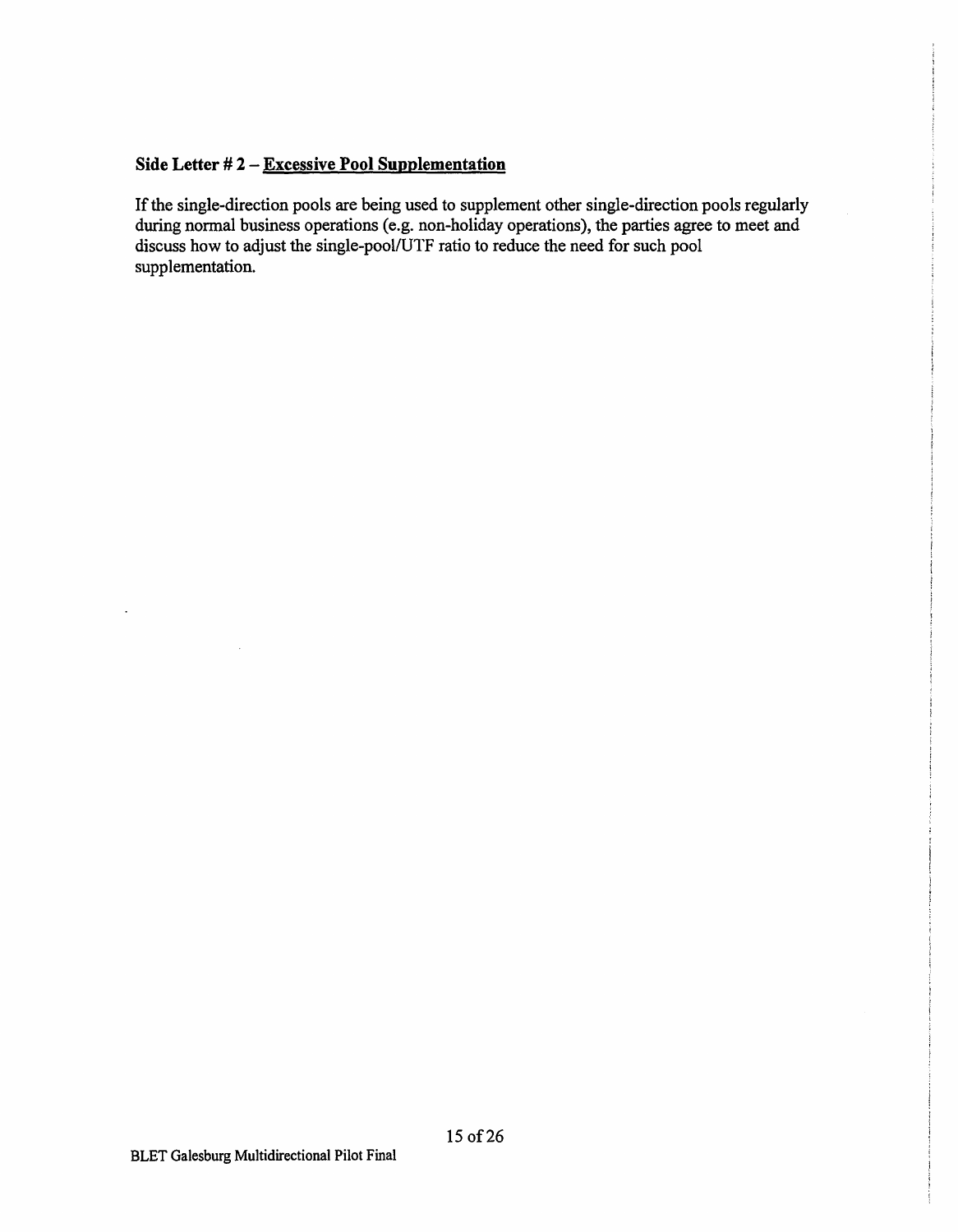### Side Letter # 2 – <u>Excessive Pool Supplementation</u>

If the single-direction pools are being used to supplement other single-direction pools regularly during normal business operations (e.g. non-holiday operations), the parties agree to meet and discuss how to adjust the single-pool/UTF ratio to reduce the need for such pool supplementation.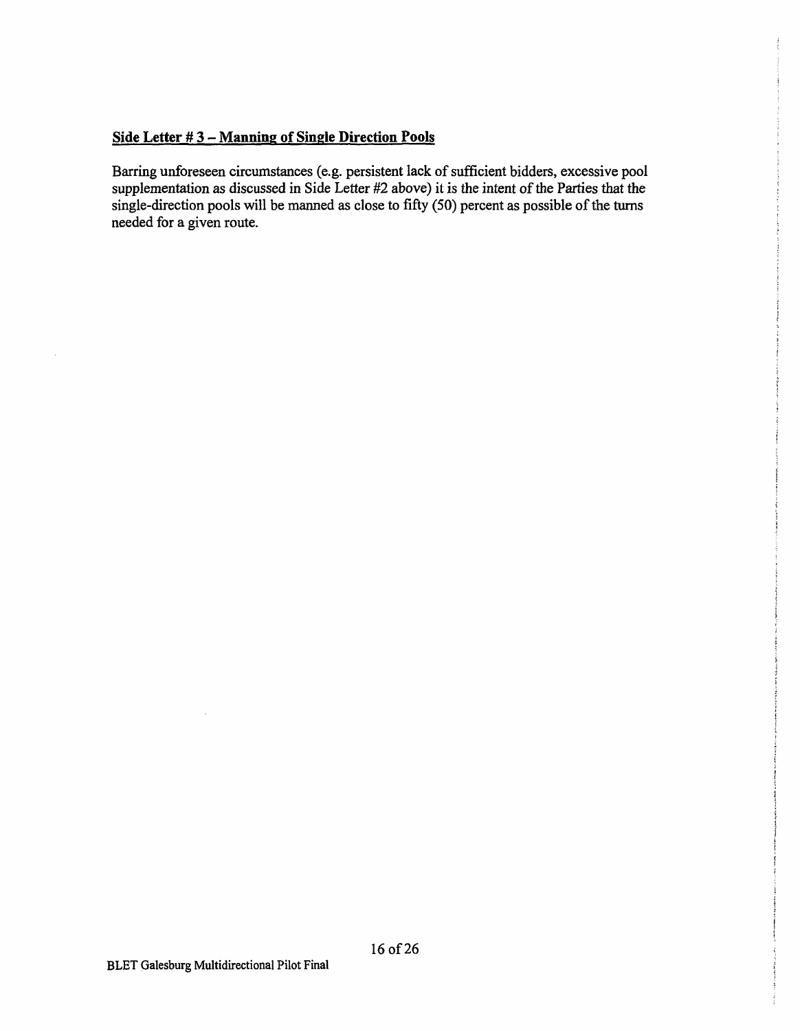## Side Letter # 3 – Manning of Single Direction Pools

Barring unforeseen circumstances (e.g. persistent lack of sufficient bidders, excessive pool supplementation as discussed in Side Letter #2 above) it is the intent of the Parties that the single-direction pools will be manned as close to fifty (50) percent as possible of the turns needed for a given route.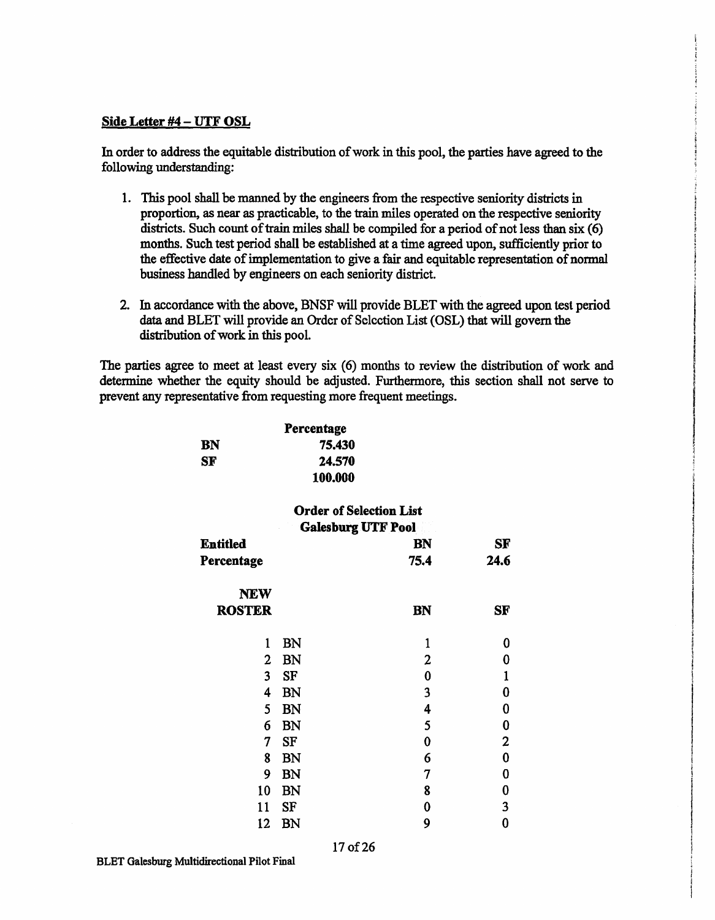**Side Letter #4 – UTF OSL**

In order to address the equitable distribution of work in this pool, the parties have agreed to the following understanding:

1. This pool shall be manned by the engineers from the respective seniority districts in proportion, as near as practicable, to the train miles operated on the respective seniority districts. Such count of train miles shall be compiled for a period of not less than six (6) months. Such test period shall be established at a time agreed upon, sufficiently prior to the effective date of implementation to give a fair and equitable representation of normal business handled by engineers on each seniority district.

2. In accordance with the above, BNSF will provide BLET with the agreed upon test period data and BLET will provide an Order of Selection List (OSL) that will govern the distribution of work in this pool.

The parties agree to meet at least every six (6) months to review the distribution of work and determine whether the equity should be adjusted. Furthermore, this section shall not serve to prevent any representative from requesting more frequent meetings.

| | Percentage |
|---|---|
| BN | 75.430 |
| SF | 24.570 |
| | 100.000 |

**Order of Selection List**
**Galesburg UTF Pool**

| Entitled Percentage | | BN | SF |
|---|---|---|---|
| | | 75.4 | 24.6 |
| **NEW ROSTER** | | **BN** | **SF** |
| 1 | BN | 1 | 0 |
| 2 | BN | 2 | 0 |
| 3 | SF | 0 | 1 |
| 4 | BN | 3 | 0 |
| 5 | BN | 4 | 0 |
| 6 | BN | 5 | 0 |
| 7 | SF | 0 | 2 |
| 8 | BN | 6 | 0 |
| 9 | BN | 7 | 0 |
| 10 | BN | 8 | 0 |
| 11 | SF | 0 | 3 |
| 12 | BN | 9 | 0 |

BLET Galesburg Multidirectional Pilot Final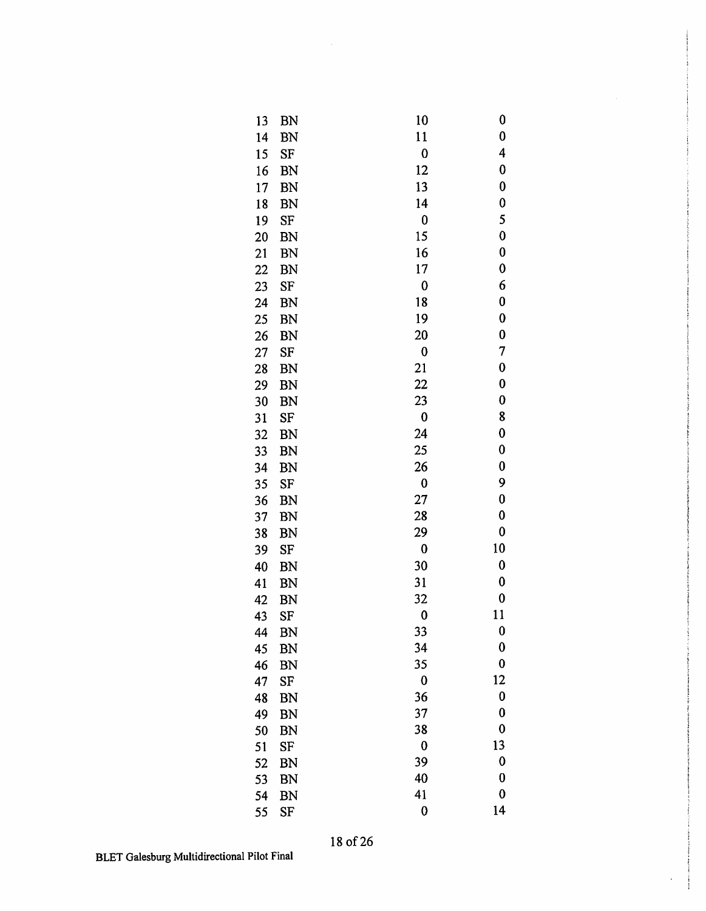| | | | |
|---|---|---|---|
| 13 | BN | 10 | 0 |
| 14 | BN | 11 | 0 |
| 15 | SF | 0 | 4 |
| 16 | BN | 12 | 0 |
| 17 | BN | 13 | 0 |
| 18 | BN | 14 | 0 |
| 19 | SF | 0 | 5 |
| 20 | BN | 15 | 0 |
| 21 | BN | 16 | 0 |
| 22 | BN | 17 | 0 |
| 23 | SF | 0 | 6 |
| 24 | BN | 18 | 0 |
| 25 | BN | 19 | 0 |
| 26 | BN | 20 | 0 |
| 27 | SF | 0 | 7 |
| 28 | BN | 21 | 0 |
| 29 | BN | 22 | 0 |
| 30 | BN | 23 | 0 |
| 31 | SF | 0 | 8 |
| 32 | BN | 24 | 0 |
| 33 | BN | 25 | 0 |
| 34 | BN | 26 | 0 |
| 35 | SF | 0 | 9 |
| 36 | BN | 27 | 0 |
| 37 | BN | 28 | 0 |
| 38 | BN | 29 | 0 |
| 39 | SF | 0 | 10 |
| 40 | BN | 30 | 0 |
| 41 | BN | 31 | 0 |
| 42 | BN | 32 | 0 |
| 43 | SF | 0 | 11 |
| 44 | BN | 33 | 0 |
| 45 | BN | 34 | 0 |
| 46 | BN | 35 | 0 |
| 47 | SF | 0 | 12 |
| 48 | BN | 36 | 0 |
| 49 | BN | 37 | 0 |
| 50 | BN | 38 | 0 |
| 51 | SF | 0 | 13 |
| 52 | BN | 39 | 0 |
| 53 | BN | 40 | 0 |
| 54 | BN | 41 | 0 |
| 55 | SF | 0 | 14 |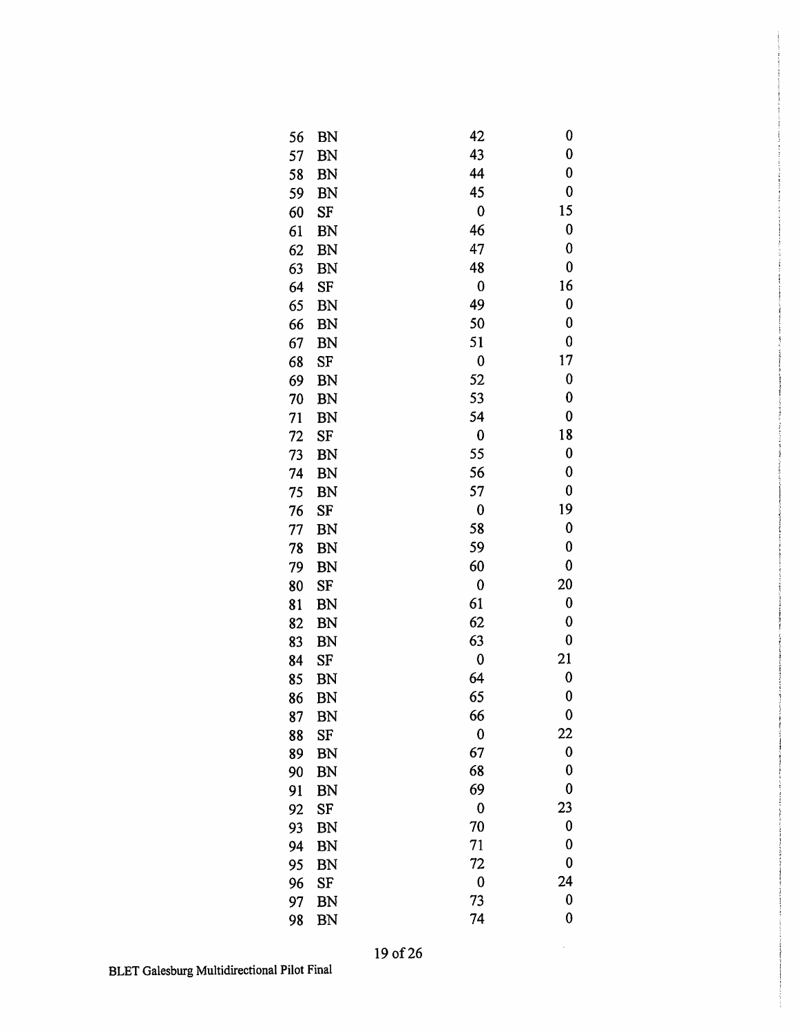| | | | |
|---|---|---|---|
| 56 | BN | 42 | 0 |
| 57 | BN | 43 | 0 |
| 58 | BN | 44 | 0 |
| 59 | BN | 45 | 0 |
| 60 | SF | 0 | 15 |
| 61 | BN | 46 | 0 |
| 62 | BN | 47 | 0 |
| 63 | BN | 48 | 0 |
| 64 | SF | 0 | 16 |
| 65 | BN | 49 | 0 |
| 66 | BN | 50 | 0 |
| 67 | BN | 51 | 0 |
| 68 | SF | 0 | 17 |
| 69 | BN | 52 | 0 |
| 70 | BN | 53 | 0 |
| 71 | BN | 54 | 0 |
| 72 | SF | 0 | 18 |
| 73 | BN | 55 | 0 |
| 74 | BN | 56 | 0 |
| 75 | BN | 57 | 0 |
| 76 | SF | 0 | 19 |
| 77 | BN | 58 | 0 |
| 78 | BN | 59 | 0 |
| 79 | BN | 60 | 0 |
| 80 | SF | 0 | 20 |
| 81 | BN | 61 | 0 |
| 82 | BN | 62 | 0 |
| 83 | BN | 63 | 0 |
| 84 | SF | 0 | 21 |
| 85 | BN | 64 | 0 |
| 86 | BN | 65 | 0 |
| 87 | BN | 66 | 0 |
| 88 | SF | 0 | 22 |
| 89 | BN | 67 | 0 |
| 90 | BN | 68 | 0 |
| 91 | BN | 69 | 0 |
| 92 | SF | 0 | 23 |
| 93 | BN | 70 | 0 |
| 94 | BN | 71 | 0 |
| 95 | BN | 72 | 0 |
| 96 | SF | 0 | 24 |
| 97 | BN | 73 | 0 |
| 98 | BN | 74 | 0 |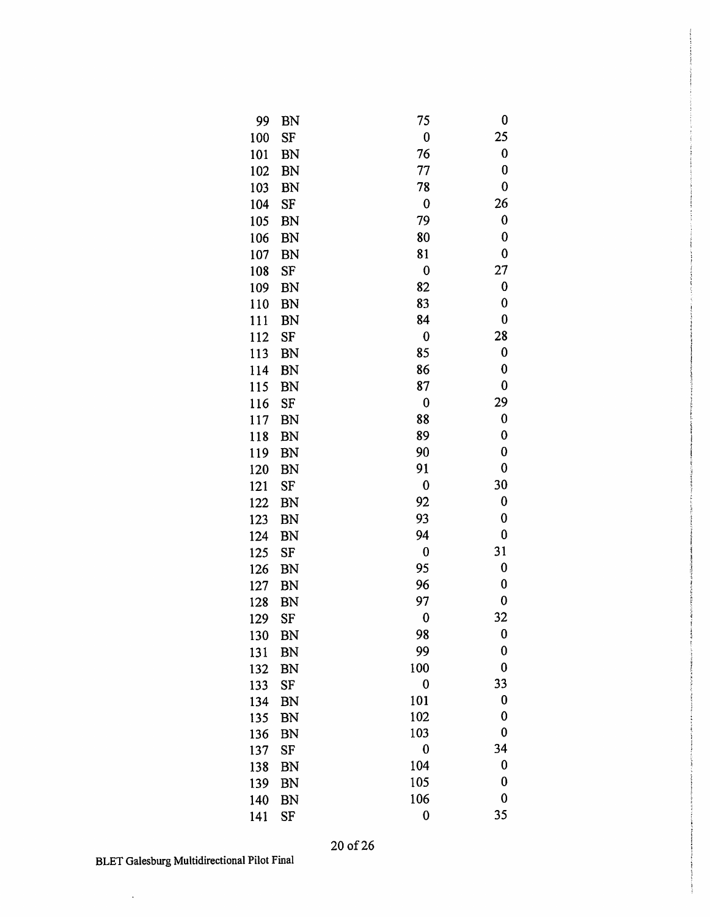| | | | |
|---|---|---|---|
| 99 | BN | 75 | 0 |
| 100 | SF | 0 | 25 |
| 101 | BN | 76 | 0 |
| 102 | BN | 77 | 0 |
| 103 | BN | 78 | 0 |
| 104 | SF | 0 | 26 |
| 105 | BN | 79 | 0 |
| 106 | BN | 80 | 0 |
| 107 | BN | 81 | 0 |
| 108 | SF | 0 | 27 |
| 109 | BN | 82 | 0 |
| 110 | BN | 83 | 0 |
| 111 | BN | 84 | 0 |
| 112 | SF | 0 | 28 |
| 113 | BN | 85 | 0 |
| 114 | BN | 86 | 0 |
| 115 | BN | 87 | 0 |
| 116 | SF | 0 | 29 |
| 117 | BN | 88 | 0 |
| 118 | BN | 89 | 0 |
| 119 | BN | 90 | 0 |
| 120 | BN | 91 | 0 |
| 121 | SF | 0 | 30 |
| 122 | BN | 92 | 0 |
| 123 | BN | 93 | 0 |
| 124 | BN | 94 | 0 |
| 125 | SF | 0 | 31 |
| 126 | BN | 95 | 0 |
| 127 | BN | 96 | 0 |
| 128 | BN | 97 | 0 |
| 129 | SF | 0 | 32 |
| 130 | BN | 98 | 0 |
| 131 | BN | 99 | 0 |
| 132 | BN | 100 | 0 |
| 133 | SF | 0 | 33 |
| 134 | BN | 101 | 0 |
| 135 | BN | 102 | 0 |
| 136 | BN | 103 | 0 |
| 137 | SF | 0 | 34 |
| 138 | BN | 104 | 0 |
| 139 | BN | 105 | 0 |
| 140 | BN | 106 | 0 |
| 141 | SF | 0 | 35 |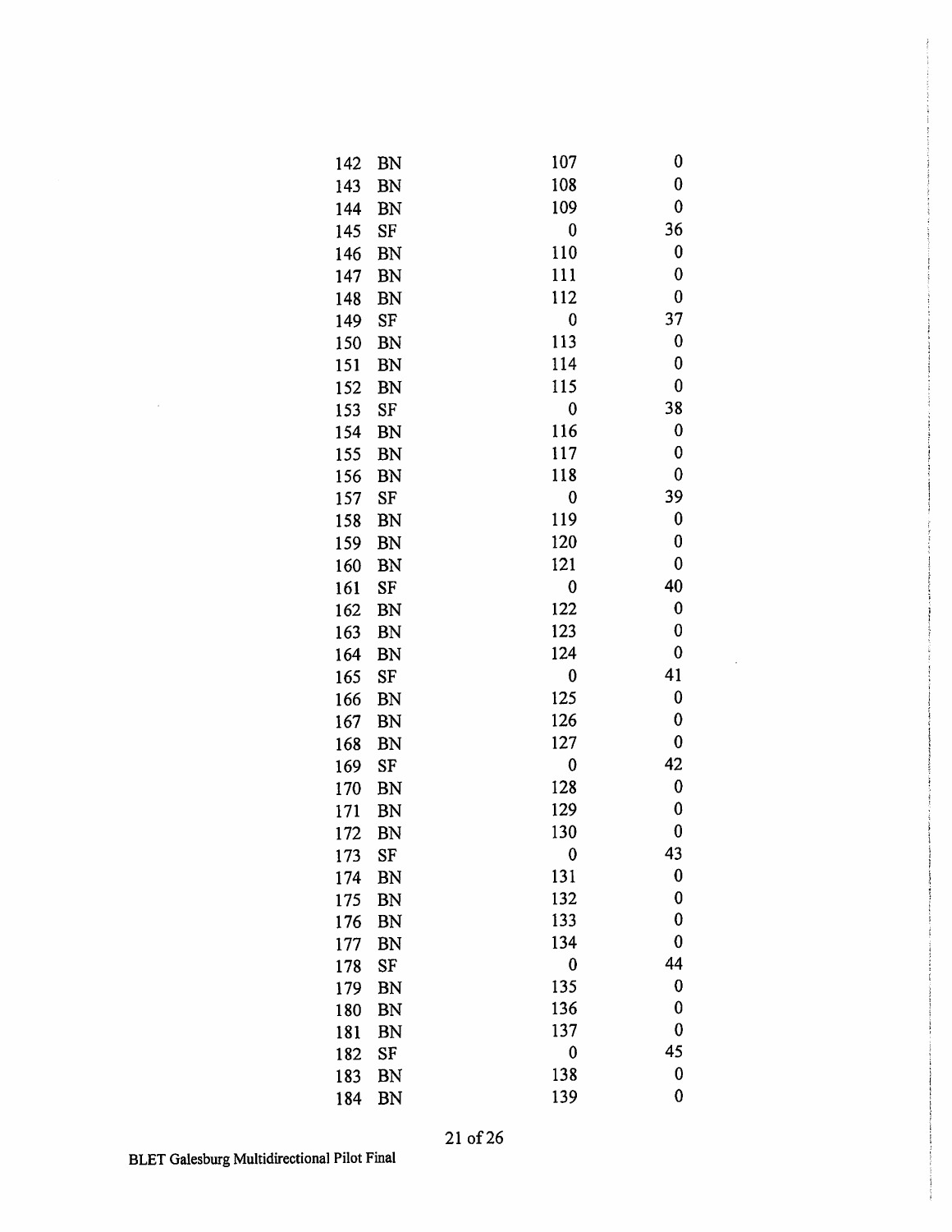| | | | |
|---|---|---|---|
| 142 | BN | 107 | 0 |
| 143 | BN | 108 | 0 |
| 144 | BN | 109 | 0 |
| 145 | SF | 0 | 36 |
| 146 | BN | 110 | 0 |
| 147 | BN | 111 | 0 |
| 148 | BN | 112 | 0 |
| 149 | SF | 0 | 37 |
| 150 | BN | 113 | 0 |
| 151 | BN | 114 | 0 |
| 152 | BN | 115 | 0 |
| 153 | SF | 0 | 38 |
| 154 | BN | 116 | 0 |
| 155 | BN | 117 | 0 |
| 156 | BN | 118 | 0 |
| 157 | SF | 0 | 39 |
| 158 | BN | 119 | 0 |
| 159 | BN | 120 | 0 |
| 160 | BN | 121 | 0 |
| 161 | SF | 0 | 40 |
| 162 | BN | 122 | 0 |
| 163 | BN | 123 | 0 |
| 164 | BN | 124 | 0 |
| 165 | SF | 0 | 41 |
| 166 | BN | 125 | 0 |
| 167 | BN | 126 | 0 |
| 168 | BN | 127 | 0 |
| 169 | SF | 0 | 42 |
| 170 | BN | 128 | 0 |
| 171 | BN | 129 | 0 |
| 172 | BN | 130 | 0 |
| 173 | SF | 0 | 43 |
| 174 | BN | 131 | 0 |
| 175 | BN | 132 | 0 |
| 176 | BN | 133 | 0 |
| 177 | BN | 134 | 0 |
| 178 | SF | 0 | 44 |
| 179 | BN | 135 | 0 |
| 180 | BN | 136 | 0 |
| 181 | BN | 137 | 0 |
| 182 | SF | 0 | 45 |
| 183 | BN | 138 | 0 |
| 184 | BN | 139 | 0 |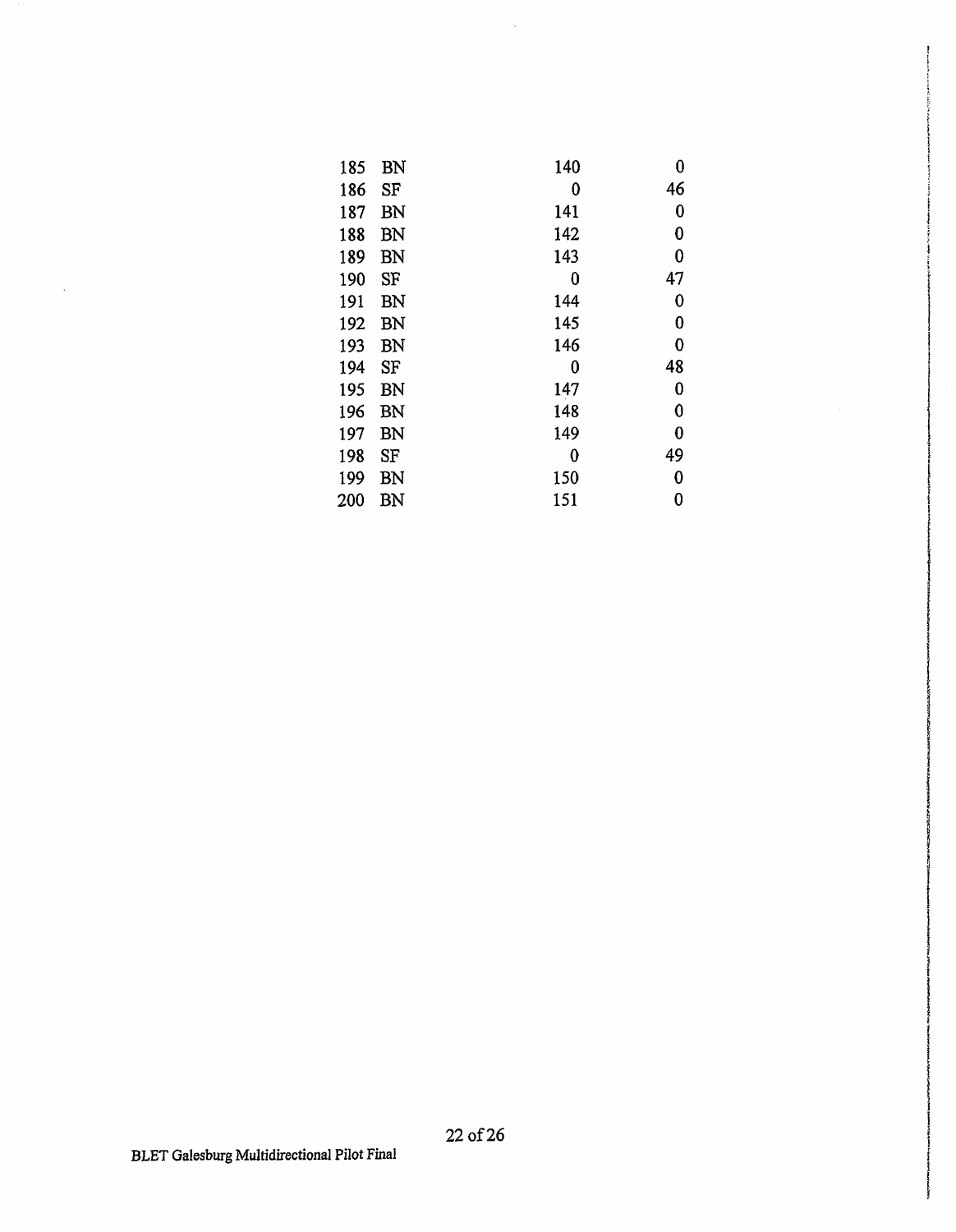| | | | |
|---|---|---|---|
| 185 | BN | 140 | 0 |
| 186 | SF | 0 | 46 |
| 187 | BN | 141 | 0 |
| 188 | BN | 142 | 0 |
| 189 | BN | 143 | 0 |
| 190 | SF | 0 | 47 |
| 191 | BN | 144 | 0 |
| 192 | BN | 145 | 0 |
| 193 | BN | 146 | 0 |
| 194 | SF | 0 | 48 |
| 195 | BN | 147 | 0 |
| 196 | BN | 148 | 0 |
| 197 | BN | 149 | 0 |
| 198 | SF | 0 | 49 |
| 199 | BN | 150 | 0 |
| 200 | BN | 151 | 0 |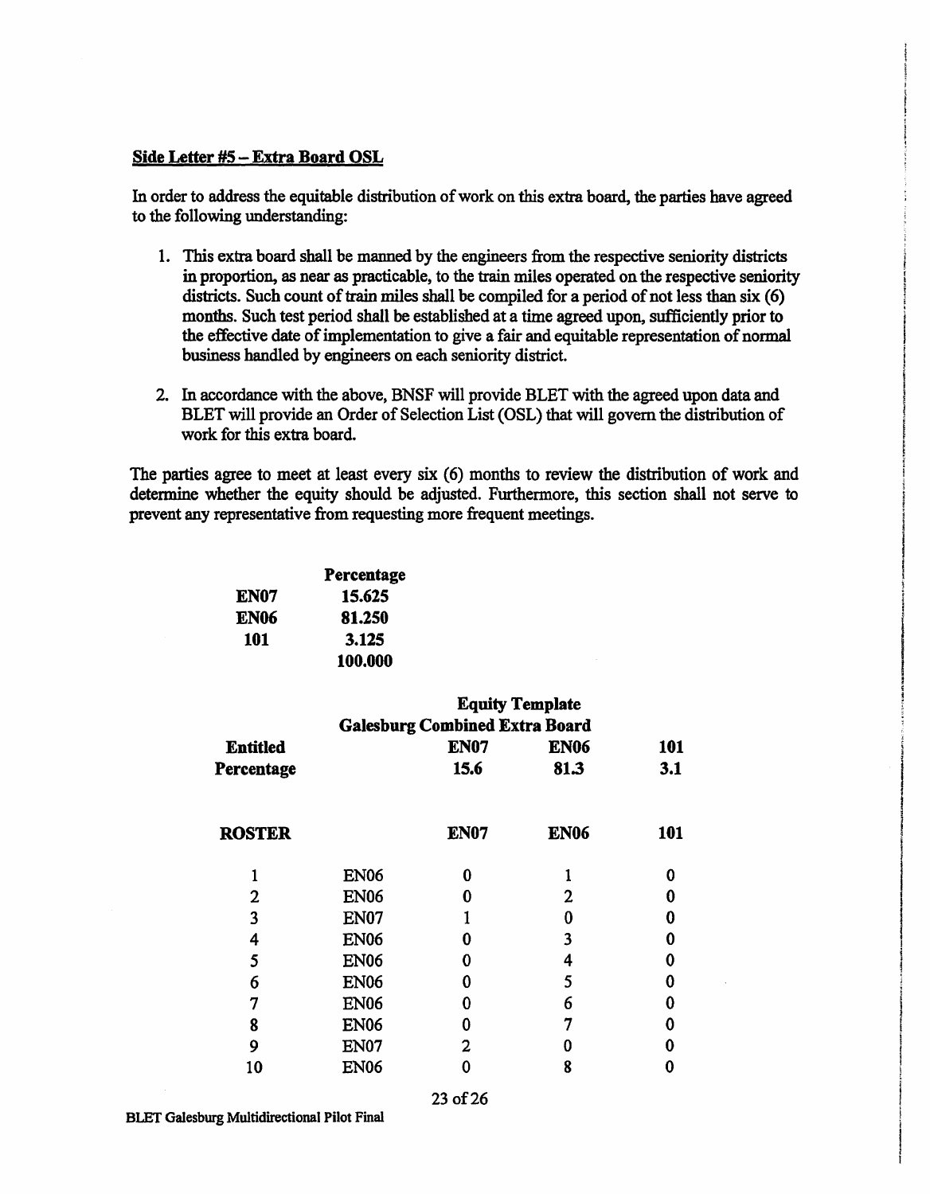## Side Letter #5 – Extra Board OSL

In order to address the equitable distribution of work on this extra board, the parties have agreed to the following understanding:

1. This extra board shall be manned by the engineers from the respective seniority districts in proportion, as near as practicable, to the train miles operated on the respective seniority districts. Such count of train miles shall be compiled for a period of not less than six (6) months. Such test period shall be established at a time agreed upon, sufficiently prior to the effective date of implementation to give a fair and equitable representation of normal business handled by engineers on each seniority district.

2. In accordance with the above, BNSF will provide BLET with the agreed upon data and BLET will provide an Order of Selection List (OSL) that will govern the distribution of work for this extra board.

The parties agree to meet at least every six (6) months to review the distribution of work and determine whether the equity should be adjusted. Furthermore, this section shall not serve to prevent any representative from requesting more frequent meetings.

| | Percentage |
|---|---|
| EN07 | 15.625 |
| EN06 | 81.250 |
| 101 | 3.125 |
| | 100.000 |

**Equity Template**
**Galesburg Combined Extra Board**

| Entitled Percentage | | EN07 15.6 | EN06 81.3 | 101 3.1 |
|---|---|---|---|---|
| **ROSTER** | | **EN07** | **EN06** | **101** |
| 1 | EN06 | 0 | 1 | 0 |
| 2 | EN06 | 0 | 2 | 0 |
| 3 | EN07 | 1 | 0 | 0 |
| 4 | EN06 | 0 | 3 | 0 |
| 5 | EN06 | 0 | 4 | 0 |
| 6 | EN06 | 0 | 5 | 0 |
| 7 | EN06 | 0 | 6 | 0 |
| 8 | EN06 | 0 | 7 | 0 |
| 9 | EN07 | 2 | 0 | 0 |
| 10 | EN06 | 0 | 8 | 0 |

BLET Galesburg Multidirectional Pilot Final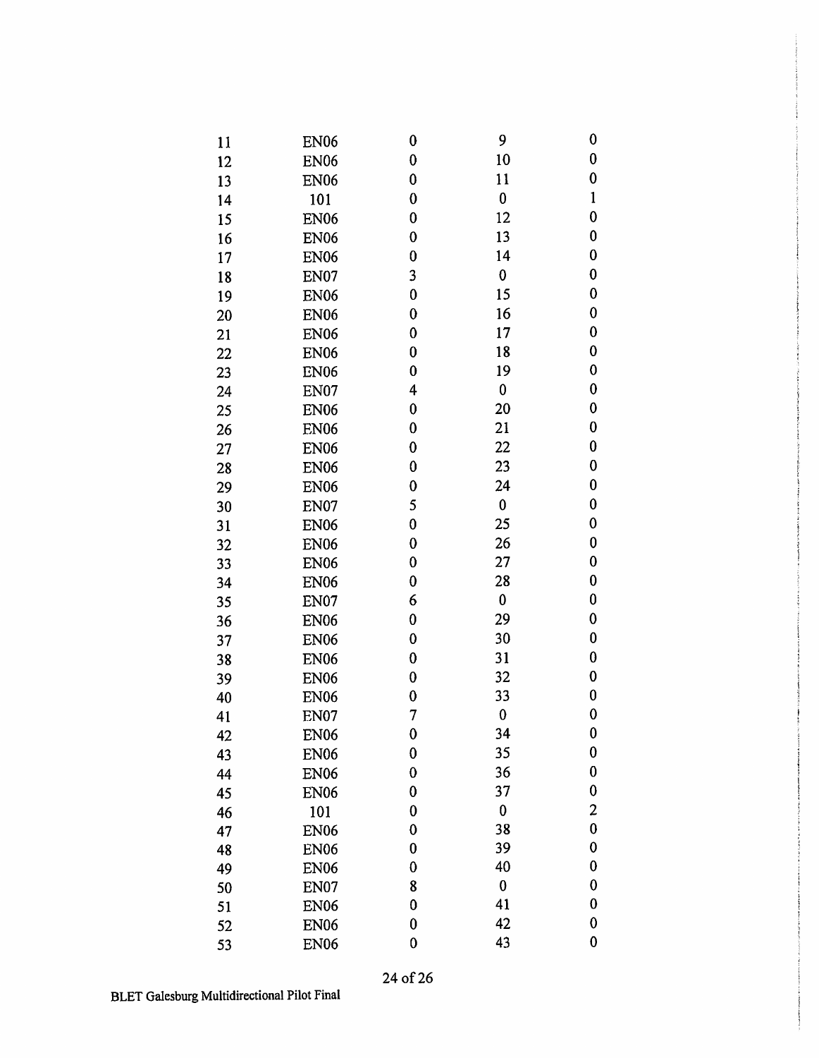| | | | | |
|---|---|---|---|---|
| 11 | EN06 | 0 | 9 | 0 |
| 12 | EN06 | 0 | 10 | 0 |
| 13 | EN06 | 0 | 11 | 0 |
| 14 | 101 | 0 | 0 | 1 |
| 15 | EN06 | 0 | 12 | 0 |
| 16 | EN06 | 0 | 13 | 0 |
| 17 | EN06 | 0 | 14 | 0 |
| 18 | EN07 | 3 | 0 | 0 |
| 19 | EN06 | 0 | 15 | 0 |
| 20 | EN06 | 0 | 16 | 0 |
| 21 | EN06 | 0 | 17 | 0 |
| 22 | EN06 | 0 | 18 | 0 |
| 23 | EN06 | 0 | 19 | 0 |
| 24 | EN07 | 4 | 0 | 0 |
| 25 | EN06 | 0 | 20 | 0 |
| 26 | EN06 | 0 | 21 | 0 |
| 27 | EN06 | 0 | 22 | 0 |
| 28 | EN06 | 0 | 23 | 0 |
| 29 | EN06 | 0 | 24 | 0 |
| 30 | EN07 | 5 | 0 | 0 |
| 31 | EN06 | 0 | 25 | 0 |
| 32 | EN06 | 0 | 26 | 0 |
| 33 | EN06 | 0 | 27 | 0 |
| 34 | EN06 | 0 | 28 | 0 |
| 35 | EN07 | 6 | 0 | 0 |
| 36 | EN06 | 0 | 29 | 0 |
| 37 | EN06 | 0 | 30 | 0 |
| 38 | EN06 | 0 | 31 | 0 |
| 39 | EN06 | 0 | 32 | 0 |
| 40 | EN06 | 0 | 33 | 0 |
| 41 | EN07 | 7 | 0 | 0 |
| 42 | EN06 | 0 | 34 | 0 |
| 43 | EN06 | 0 | 35 | 0 |
| 44 | EN06 | 0 | 36 | 0 |
| 45 | EN06 | 0 | 37 | 0 |
| 46 | 101 | 0 | 0 | 2 |
| 47 | EN06 | 0 | 38 | 0 |
| 48 | EN06 | 0 | 39 | 0 |
| 49 | EN06 | 0 | 40 | 0 |
| 50 | EN07 | 8 | 0 | 0 |
| 51 | EN06 | 0 | 41 | 0 |
| 52 | EN06 | 0 | 42 | 0 |
| 53 | EN06 | 0 | 43 | 0 |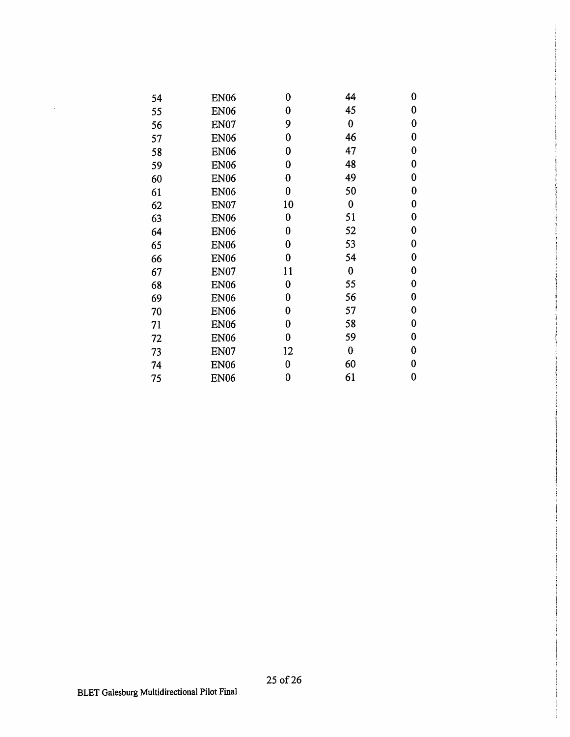| | | | | |
|---|---|---|---|---|
| 54 | EN06 | 0 | 44 | 0 |
| 55 | EN06 | 0 | 45 | 0 |
| 56 | EN07 | 9 | 0 | 0 |
| 57 | EN06 | 0 | 46 | 0 |
| 58 | EN06 | 0 | 47 | 0 |
| 59 | EN06 | 0 | 48 | 0 |
| 60 | EN06 | 0 | 49 | 0 |
| 61 | EN06 | 0 | 50 | 0 |
| 62 | EN07 | 10 | 0 | 0 |
| 63 | EN06 | 0 | 51 | 0 |
| 64 | EN06 | 0 | 52 | 0 |
| 65 | EN06 | 0 | 53 | 0 |
| 66 | EN06 | 0 | 54 | 0 |
| 67 | EN07 | 11 | 0 | 0 |
| 68 | EN06 | 0 | 55 | 0 |
| 69 | EN06 | 0 | 56 | 0 |
| 70 | EN06 | 0 | 57 | 0 |
| 71 | EN06 | 0 | 58 | 0 |
| 72 | EN06 | 0 | 59 | 0 |
| 73 | EN07 | 12 | 0 | 0 |
| 74 | EN06 | 0 | 60 | 0 |
| 75 | EN06 | 0 | 61 | 0 |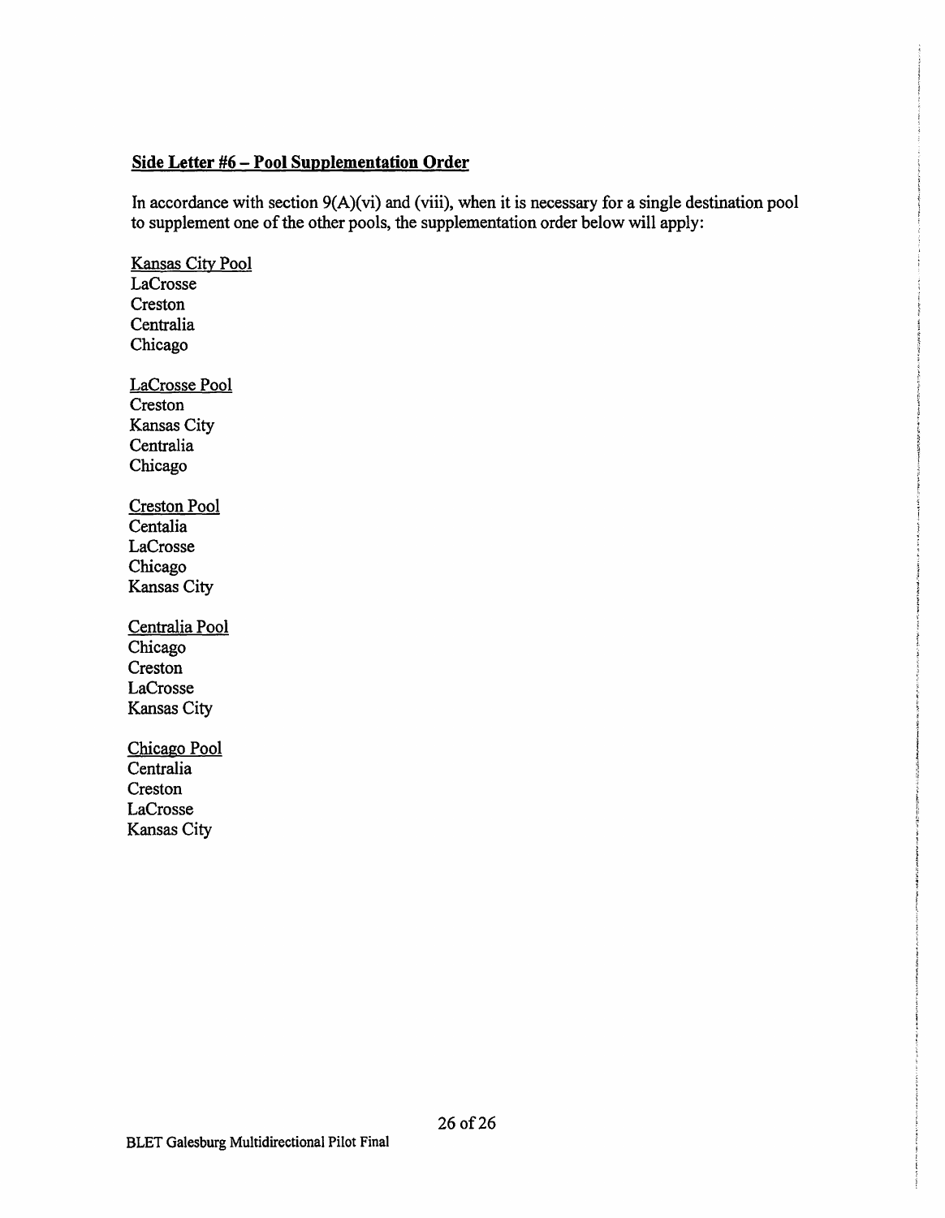**<u>Side Letter #6 – Pool Supplementation Order</u>**

In accordance with section 9(A)(vi) and (viii), when it is necessary for a single destination pool to supplement one of the other pools, the supplementation order below will apply:

<u>Kansas City Pool</u>
LaCrosse
Creston
Centralia
Chicago

<u>LaCrosse Pool</u>
Creston
Kansas City
Centralia
Chicago

<u>Creston Pool</u>
Centalia
LaCrosse
Chicago
Kansas City

<u>Centralia Pool</u>
Chicago
Creston
LaCrosse
Kansas City

<u>Chicago Pool</u>
Centralia
Creston
LaCrosse
Kansas City